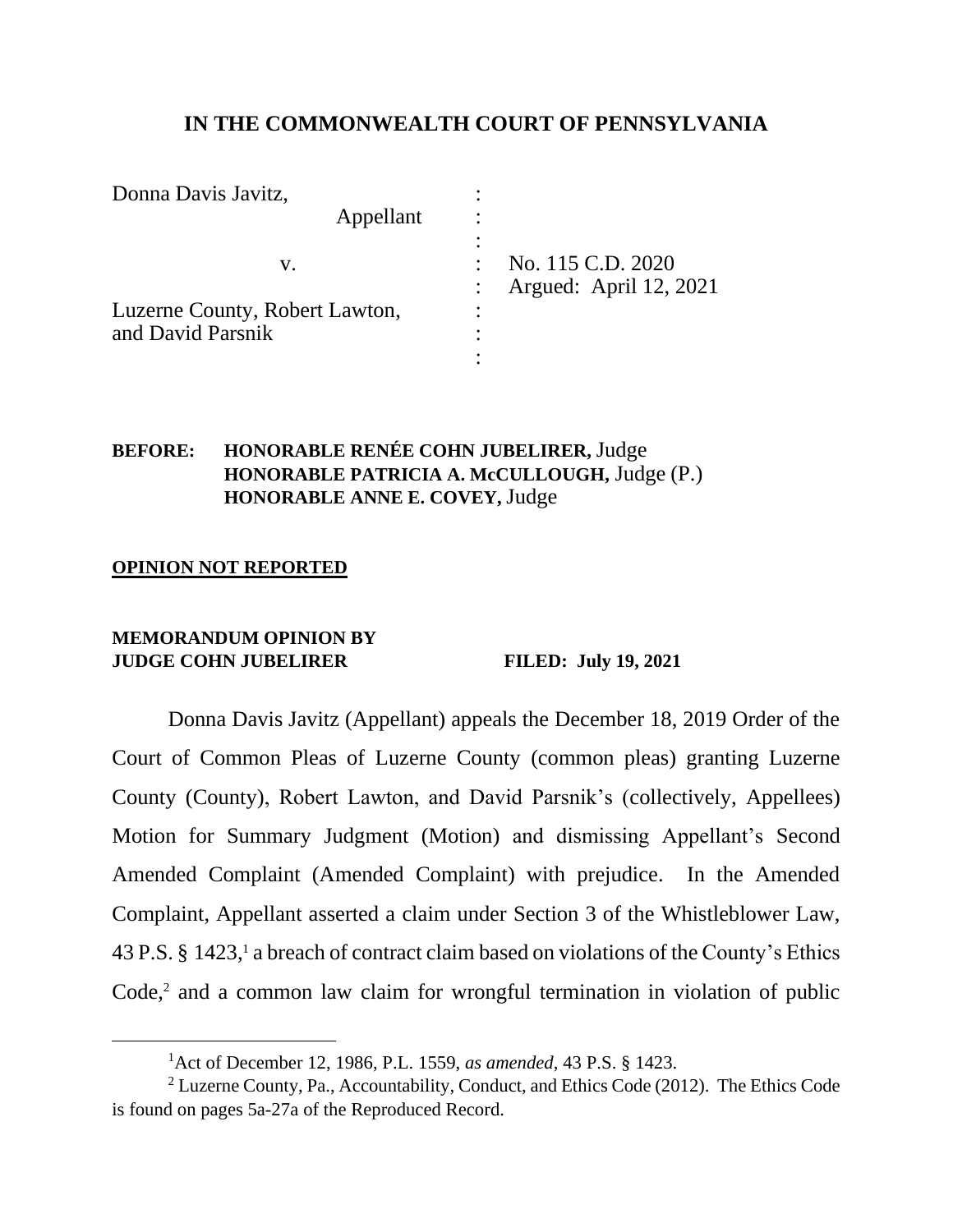# IN THE COMMONWEALTH COURT OF PENNSYLVANIA

| | | |
|---|---|---|
| Donna Davis Javitz, | : | |
| Appellant | : | |
| | : | |
| v. | : | No. 115 C.D. 2020 |
| | : | Argued: April 12, 2021 |
| Luzerne County, Robert Lawton, | : | |
| and David Parsnik | : | |
| | : | |

**BEFORE:** **HONORABLE RENÉE COHN JUBELIRER,** Judge
**HONORABLE PATRICIA A. McCULLOUGH,** Judge (P.)
**HONORABLE ANNE E. COVEY,** Judge

**OPINION NOT REPORTED**

**MEMORANDUM OPINION BY**
**JUDGE COHN JUBELIRER** **FILED: July 19, 2021**

Donna Davis Javitz (Appellant) appeals the December 18, 2019 Order of the Court of Common Pleas of Luzerne County (common pleas) granting Luzerne County (County), Robert Lawton, and David Parsnik's (collectively, Appellees) Motion for Summary Judgment (Motion) and dismissing Appellant's Second Amended Complaint (Amended Complaint) with prejudice. In the Amended Complaint, Appellant asserted a claim under Section 3 of the Whistleblower Law, 43 P.S. § 1423,[1] a breach of contract claim based on violations of the County's Ethics Code,[2] and a common law claim for wrongful termination in violation of public

---

[1] Act of December 12, 1986, P.L. 1559, *as amended*, 43 P.S. § 1423.

[2] Luzerne County, Pa., Accountability, Conduct, and Ethics Code (2012). The Ethics Code is found on pages 5a-27a of the Reproduced Record.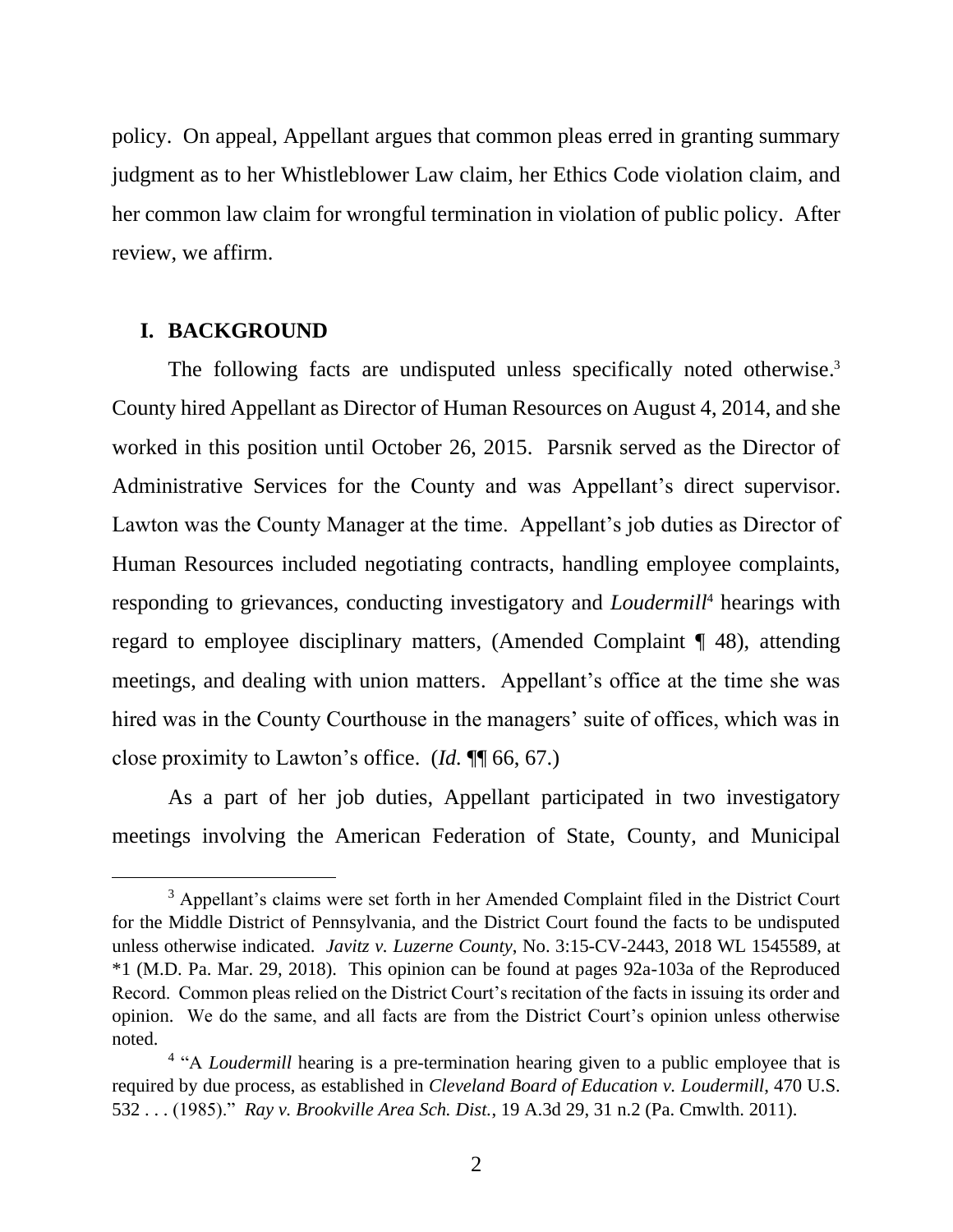policy. On appeal, Appellant argues that common pleas erred in granting summary judgment as to her Whistleblower Law claim, her Ethics Code violation claim, and her common law claim for wrongful termination in violation of public policy. After review, we affirm.

## I. BACKGROUND

The following facts are undisputed unless specifically noted otherwise.[3] County hired Appellant as Director of Human Resources on August 4, 2014, and she worked in this position until October 26, 2015. Parsnik served as the Director of Administrative Services for the County and was Appellant's direct supervisor. Lawton was the County Manager at the time. Appellant's job duties as Director of Human Resources included negotiating contracts, handling employee complaints, responding to grievances, conducting investigatory and *Loudermill*[4] hearings with regard to employee disciplinary matters, (Amended Complaint ¶ 48), attending meetings, and dealing with union matters. Appellant's office at the time she was hired was in the County Courthouse in the managers' suite of offices, which was in close proximity to Lawton's office. (*Id.* ¶¶ 66, 67.)

As a part of her job duties, Appellant participated in two investigatory meetings involving the American Federation of State, County, and Municipal

---

[3] Appellant's claims were set forth in her Amended Complaint filed in the District Court for the Middle District of Pennsylvania, and the District Court found the facts to be undisputed unless otherwise indicated. *Javitz v. Luzerne County*, No. 3:15-CV-2443, 2018 WL 1545589, at \*1 (M.D. Pa. Mar. 29, 2018). This opinion can be found at pages 92a-103a of the Reproduced Record. Common pleas relied on the District Court's recitation of the facts in issuing its order and opinion. We do the same, and all facts are from the District Court's opinion unless otherwise noted.

[4] "A *Loudermill* hearing is a pre-termination hearing given to a public employee that is required by due process, as established in *Cleveland Board of Education v. Loudermill*, 470 U.S. 532 . . . (1985)." *Ray v. Brookville Area Sch. Dist.*, 19 A.3d 29, 31 n.2 (Pa. Cmwlth. 2011).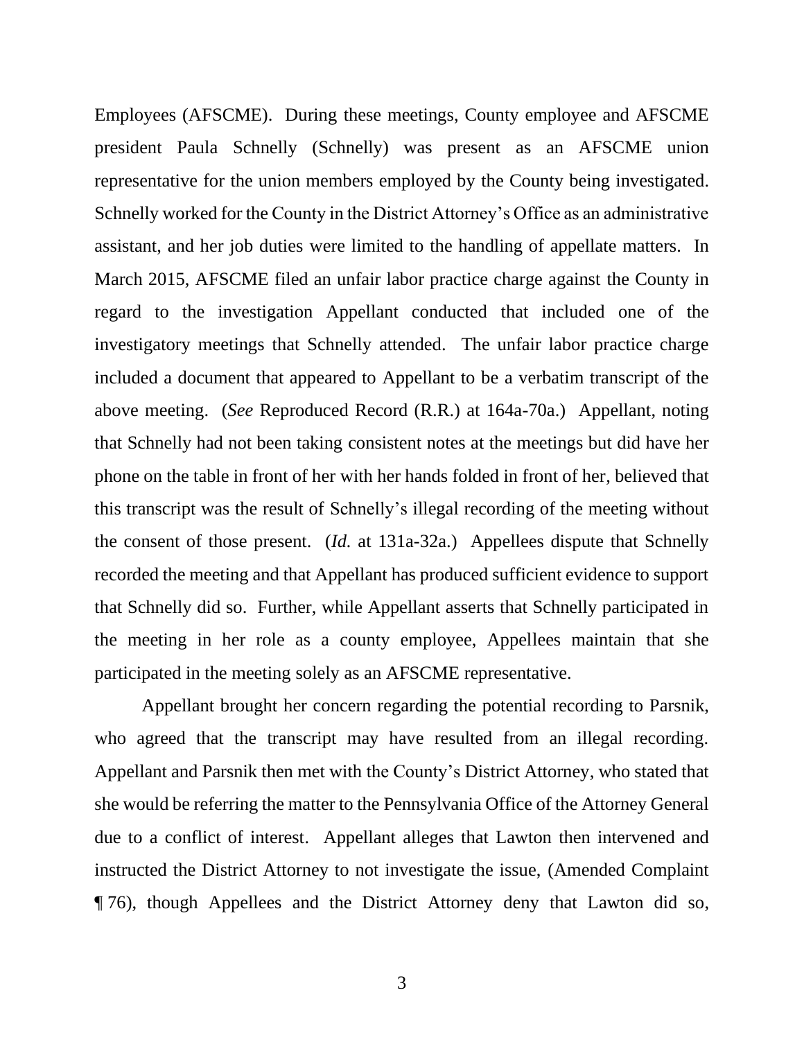Employees (AFSCME). During these meetings, County employee and AFSCME president Paula Schnelly (Schnelly) was present as an AFSCME union representative for the union members employed by the County being investigated. Schnelly worked for the County in the District Attorney's Office as an administrative assistant, and her job duties were limited to the handling of appellate matters. In March 2015, AFSCME filed an unfair labor practice charge against the County in regard to the investigation Appellant conducted that included one of the investigatory meetings that Schnelly attended. The unfair labor practice charge included a document that appeared to Appellant to be a verbatim transcript of the above meeting. (*See* Reproduced Record (R.R.) at 164a-70a.) Appellant, noting that Schnelly had not been taking consistent notes at the meetings but did have her phone on the table in front of her with her hands folded in front of her, believed that this transcript was the result of Schnelly's illegal recording of the meeting without the consent of those present. (*Id.* at 131a-32a.) Appellees dispute that Schnelly recorded the meeting and that Appellant has produced sufficient evidence to support that Schnelly did so. Further, while Appellant asserts that Schnelly participated in the meeting in her role as a county employee, Appellees maintain that she participated in the meeting solely as an AFSCME representative.

Appellant brought her concern regarding the potential recording to Parsnik, who agreed that the transcript may have resulted from an illegal recording. Appellant and Parsnik then met with the County's District Attorney, who stated that she would be referring the matter to the Pennsylvania Office of the Attorney General due to a conflict of interest. Appellant alleges that Lawton then intervened and instructed the District Attorney to not investigate the issue, (Amended Complaint ¶ 76), though Appellees and the District Attorney deny that Lawton did so,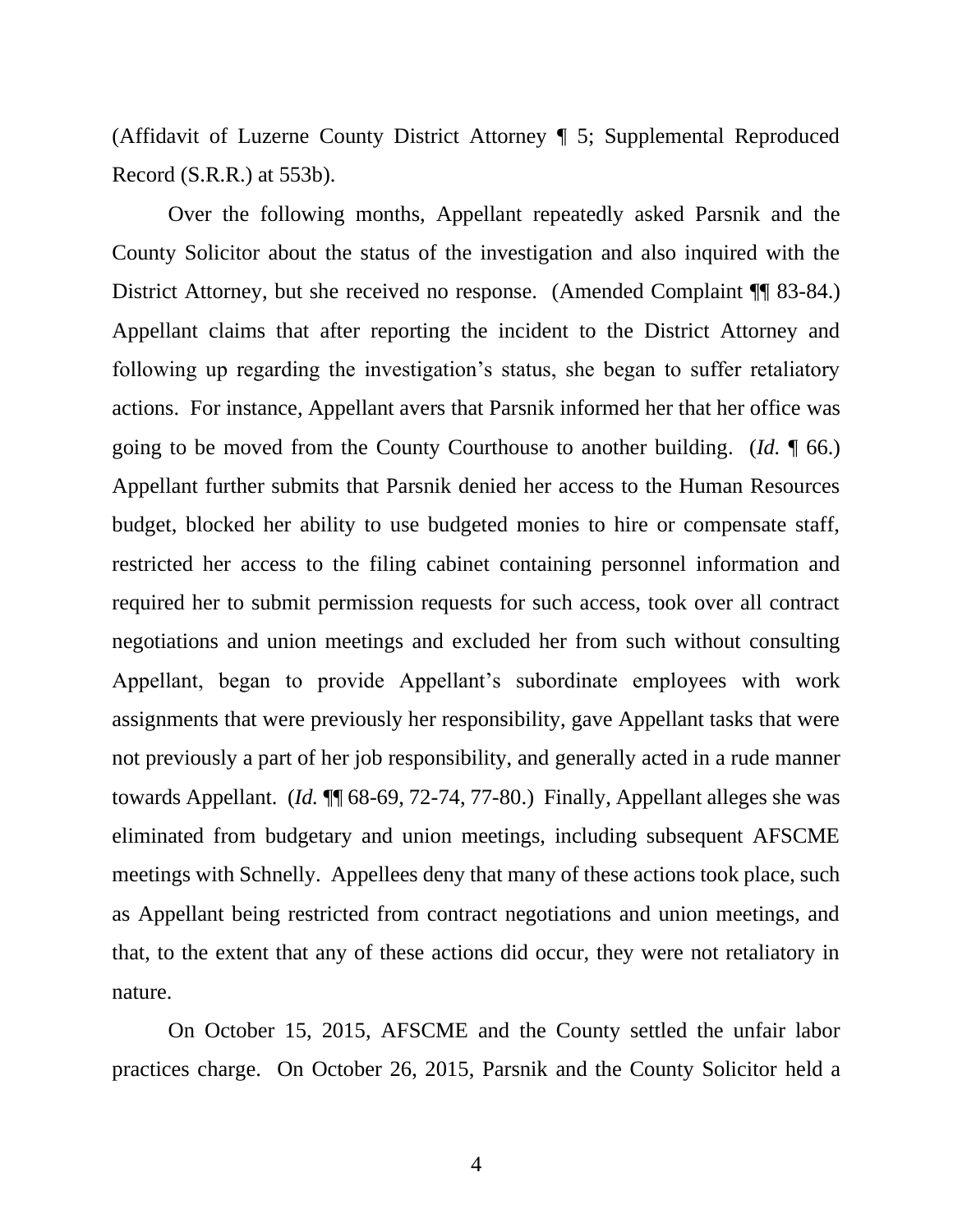(Affidavit of Luzerne County District Attorney ¶ 5; Supplemental Reproduced Record (S.R.R.) at 553b).

Over the following months, Appellant repeatedly asked Parsnik and the County Solicitor about the status of the investigation and also inquired with the District Attorney, but she received no response. (Amended Complaint ¶¶ 83-84.) Appellant claims that after reporting the incident to the District Attorney and following up regarding the investigation's status, she began to suffer retaliatory actions. For instance, Appellant avers that Parsnik informed her that her office was going to be moved from the County Courthouse to another building. (*Id.* ¶ 66.) Appellant further submits that Parsnik denied her access to the Human Resources budget, blocked her ability to use budgeted monies to hire or compensate staff, restricted her access to the filing cabinet containing personnel information and required her to submit permission requests for such access, took over all contract negotiations and union meetings and excluded her from such without consulting Appellant, began to provide Appellant's subordinate employees with work assignments that were previously her responsibility, gave Appellant tasks that were not previously a part of her job responsibility, and generally acted in a rude manner towards Appellant. (*Id.* ¶¶ 68-69, 72-74, 77-80.) Finally, Appellant alleges she was eliminated from budgetary and union meetings, including subsequent AFSCME meetings with Schnelly. Appellees deny that many of these actions took place, such as Appellant being restricted from contract negotiations and union meetings, and that, to the extent that any of these actions did occur, they were not retaliatory in nature.

On October 15, 2015, AFSCME and the County settled the unfair labor practices charge. On October 26, 2015, Parsnik and the County Solicitor held a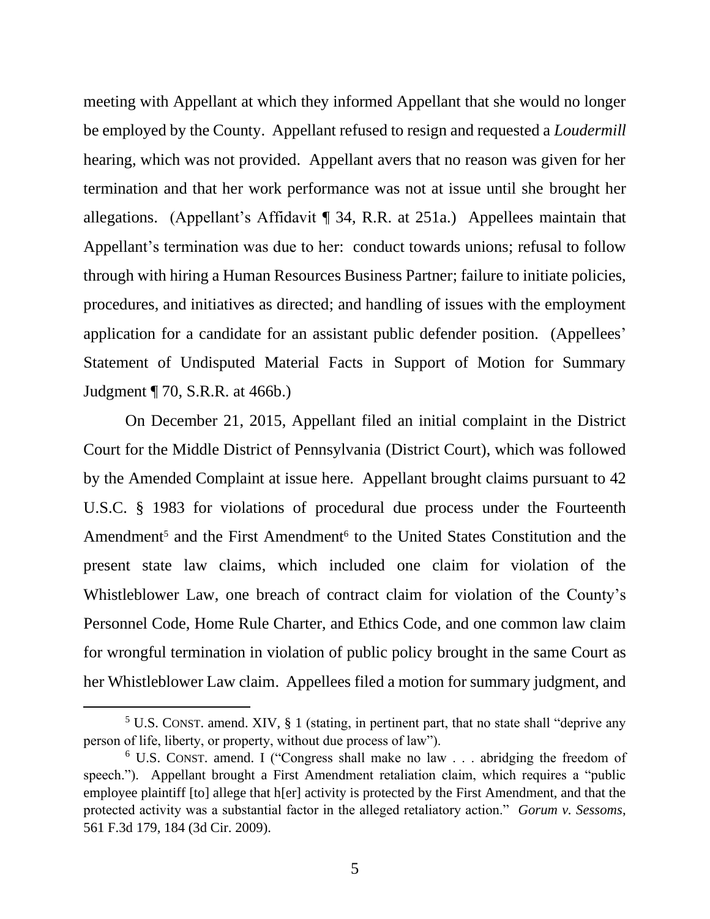meeting with Appellant at which they informed Appellant that she would no longer be employed by the County. Appellant refused to resign and requested a *Loudermill* hearing, which was not provided. Appellant avers that no reason was given for her termination and that her work performance was not at issue until she brought her allegations. (Appellant's Affidavit ¶ 34, R.R. at 251a.) Appellees maintain that Appellant's termination was due to her: conduct towards unions; refusal to follow through with hiring a Human Resources Business Partner; failure to initiate policies, procedures, and initiatives as directed; and handling of issues with the employment application for a candidate for an assistant public defender position. (Appellees' Statement of Undisputed Material Facts in Support of Motion for Summary Judgment ¶ 70, S.R.R. at 466b.)

On December 21, 2015, Appellant filed an initial complaint in the District Court for the Middle District of Pennsylvania (District Court), which was followed by the Amended Complaint at issue here. Appellant brought claims pursuant to 42 U.S.C. § 1983 for violations of procedural due process under the Fourteenth Amendment[5] and the First Amendment[6] to the United States Constitution and the present state law claims, which included one claim for violation of the Whistleblower Law, one breach of contract claim for violation of the County's Personnel Code, Home Rule Charter, and Ethics Code, and one common law claim for wrongful termination in violation of public policy brought in the same Court as her Whistleblower Law claim. Appellees filed a motion for summary judgment, and

---

[5] U.S. CONST. amend. XIV, § 1 (stating, in pertinent part, that no state shall "deprive any person of life, liberty, or property, without due process of law").

[6] U.S. CONST. amend. I ("Congress shall make no law . . . abridging the freedom of speech."). Appellant brought a First Amendment retaliation claim, which requires a "public employee plaintiff [to] allege that h[er] activity is protected by the First Amendment, and that the protected activity was a substantial factor in the alleged retaliatory action." *Gorum v. Sessoms*, 561 F.3d 179, 184 (3d Cir. 2009).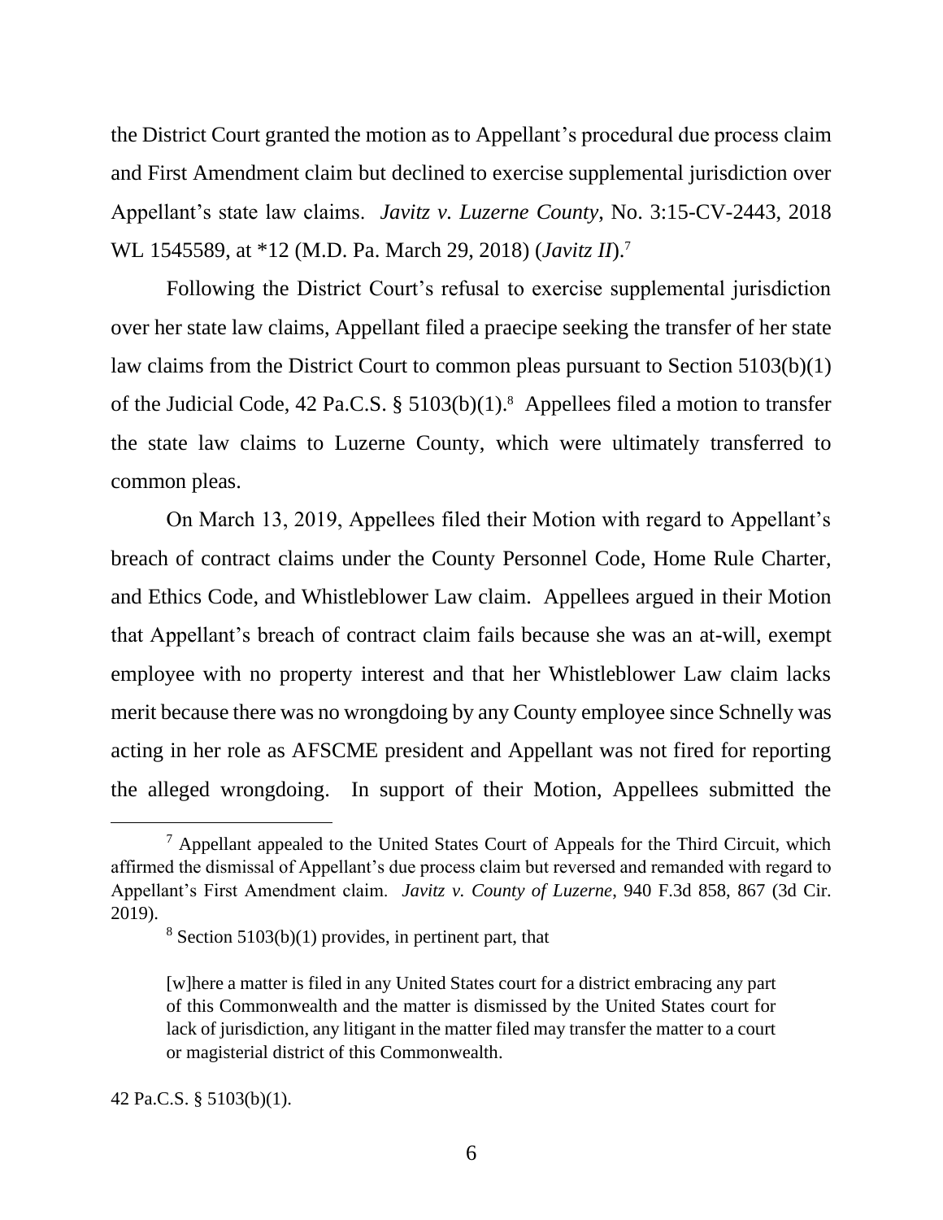the District Court granted the motion as to Appellant's procedural due process claim and First Amendment claim but declined to exercise supplemental jurisdiction over Appellant's state law claims. *Javitz v. Luzerne County*, No. 3:15-CV-2443, 2018 WL 1545589, at *12 (M.D. Pa. March 29, 2018) (*Javitz II*).[7]

Following the District Court's refusal to exercise supplemental jurisdiction over her state law claims, Appellant filed a praecipe seeking the transfer of her state law claims from the District Court to common pleas pursuant to Section 5103(b)(1) of the Judicial Code, 42 Pa.C.S. § 5103(b)(1).[8] Appellees filed a motion to transfer the state law claims to Luzerne County, which were ultimately transferred to common pleas.

On March 13, 2019, Appellees filed their Motion with regard to Appellant's breach of contract claims under the County Personnel Code, Home Rule Charter, and Ethics Code, and Whistleblower Law claim. Appellees argued in their Motion that Appellant's breach of contract claim fails because she was an at-will, exempt employee with no property interest and that her Whistleblower Law claim lacks merit because there was no wrongdoing by any County employee since Schnelly was acting in her role as AFSCME president and Appellant was not fired for reporting the alleged wrongdoing. In support of their Motion, Appellees submitted the

---

[7] Appellant appealed to the United States Court of Appeals for the Third Circuit, which affirmed the dismissal of Appellant's due process claim but reversed and remanded with regard to Appellant's First Amendment claim. *Javitz v. County of Luzerne*, 940 F.3d 858, 867 (3d Cir. 2019).

[8] Section 5103(b)(1) provides, in pertinent part, that

> [w]here a matter is filed in any United States court for a district embracing any part of this Commonwealth and the matter is dismissed by the United States court for lack of jurisdiction, any litigant in the matter filed may transfer the matter to a court or magisterial district of this Commonwealth.

42 Pa.C.S. § 5103(b)(1).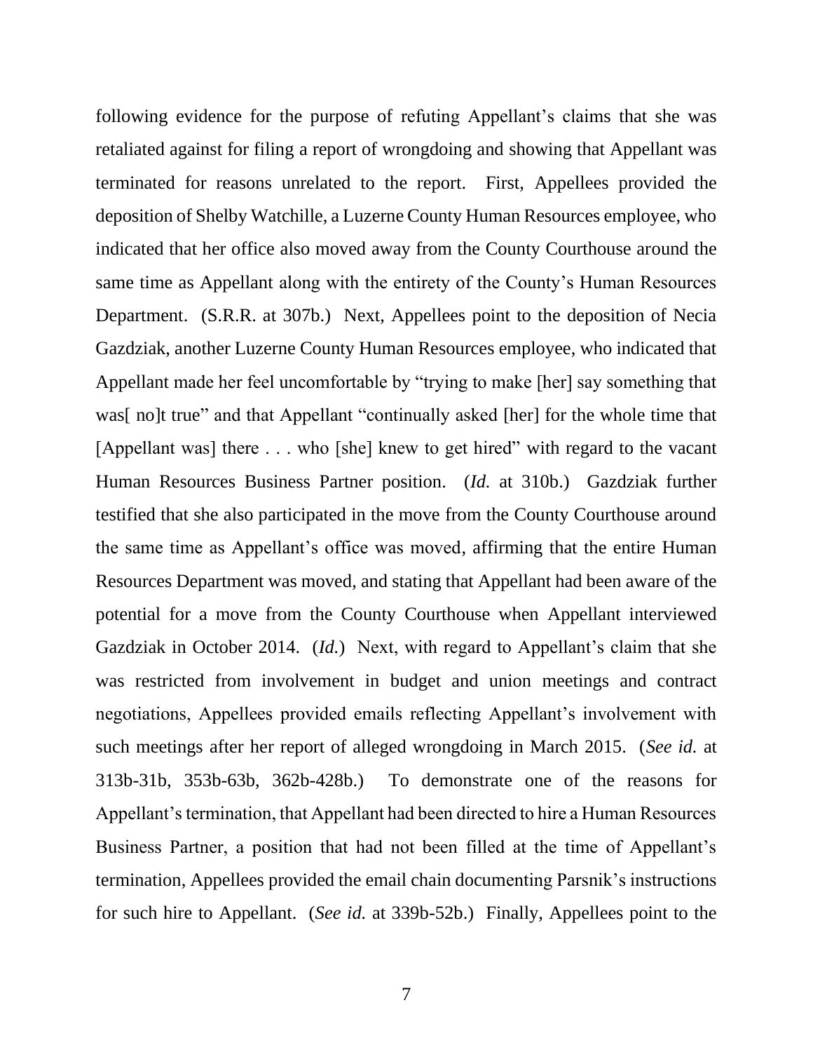following evidence for the purpose of refuting Appellant's claims that she was retaliated against for filing a report of wrongdoing and showing that Appellant was terminated for reasons unrelated to the report. First, Appellees provided the deposition of Shelby Watchille, a Luzerne County Human Resources employee, who indicated that her office also moved away from the County Courthouse around the same time as Appellant along with the entirety of the County's Human Resources Department. (S.R.R. at 307b.) Next, Appellees point to the deposition of Necia Gazdziak, another Luzerne County Human Resources employee, who indicated that Appellant made her feel uncomfortable by "trying to make [her] say something that was[ no]t true" and that Appellant "continually asked [her] for the whole time that [Appellant was] there . . . who [she] knew to get hired" with regard to the vacant Human Resources Business Partner position. (*Id.* at 310b.) Gazdziak further testified that she also participated in the move from the County Courthouse around the same time as Appellant's office was moved, affirming that the entire Human Resources Department was moved, and stating that Appellant had been aware of the potential for a move from the County Courthouse when Appellant interviewed Gazdziak in October 2014. (*Id.*) Next, with regard to Appellant's claim that she was restricted from involvement in budget and union meetings and contract negotiations, Appellees provided emails reflecting Appellant's involvement with such meetings after her report of alleged wrongdoing in March 2015. (*See id.* at 313b-31b, 353b-63b, 362b-428b.) To demonstrate one of the reasons for Appellant's termination, that Appellant had been directed to hire a Human Resources Business Partner, a position that had not been filled at the time of Appellant's termination, Appellees provided the email chain documenting Parsnik's instructions for such hire to Appellant. (*See id.* at 339b-52b.) Finally, Appellees point to the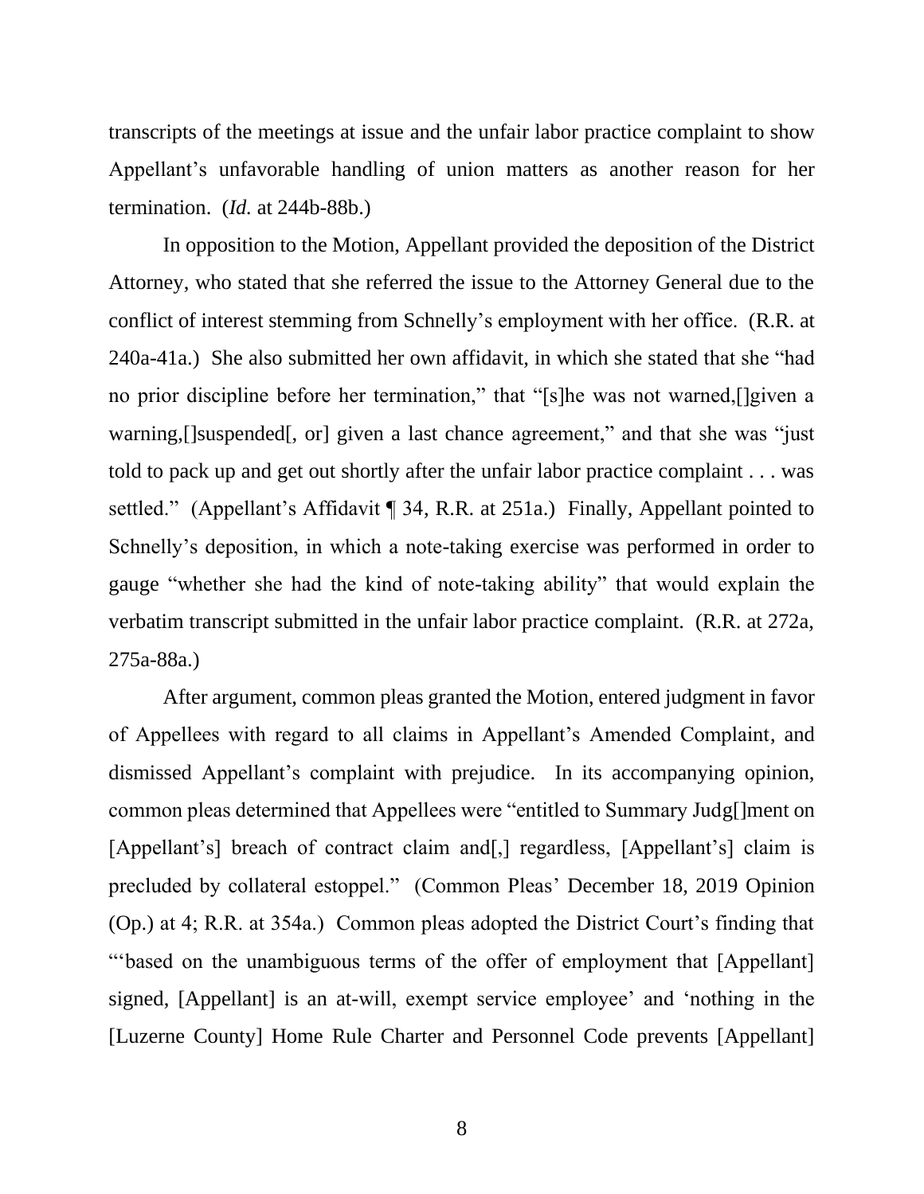transcripts of the meetings at issue and the unfair labor practice complaint to show Appellant's unfavorable handling of union matters as another reason for her termination. (*Id.* at 244b-88b.)

In opposition to the Motion, Appellant provided the deposition of the District Attorney, who stated that she referred the issue to the Attorney General due to the conflict of interest stemming from Schnelly's employment with her office. (R.R. at 240a-41a.) She also submitted her own affidavit, in which she stated that she "had no prior discipline before her termination," that "[s]he was not warned,[]given a warning,[]suspended[, or] given a last chance agreement," and that she was "just told to pack up and get out shortly after the unfair labor practice complaint . . . was settled." (Appellant's Affidavit ¶ 34, R.R. at 251a.) Finally, Appellant pointed to Schnelly's deposition, in which a note-taking exercise was performed in order to gauge "whether she had the kind of note-taking ability" that would explain the verbatim transcript submitted in the unfair labor practice complaint. (R.R. at 272a, 275a-88a.)

After argument, common pleas granted the Motion, entered judgment in favor of Appellees with regard to all claims in Appellant's Amended Complaint, and dismissed Appellant's complaint with prejudice. In its accompanying opinion, common pleas determined that Appellees were "entitled to Summary Judg[]ment on [Appellant's] breach of contract claim and[,] regardless, [Appellant's] claim is precluded by collateral estoppel." (Common Pleas' December 18, 2019 Opinion (Op.) at 4; R.R. at 354a.) Common pleas adopted the District Court's finding that "'based on the unambiguous terms of the offer of employment that [Appellant] signed, [Appellant] is an at-will, exempt service employee' and 'nothing in the [Luzerne County] Home Rule Charter and Personnel Code prevents [Appellant]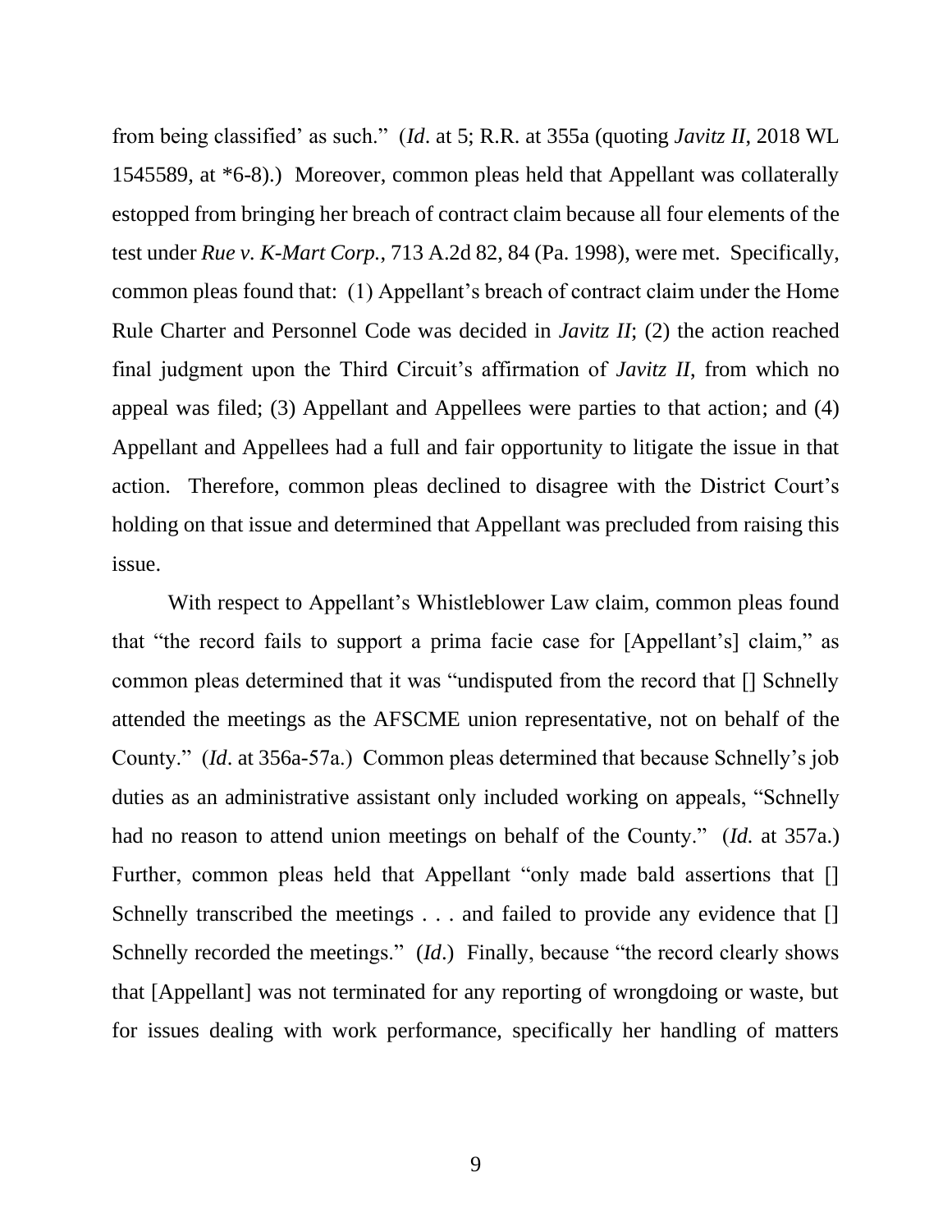from being classified' as such." (*Id*. at 5; R.R. at 355a (quoting *Javitz II*, 2018 WL 1545589, at *6-8).) Moreover, common pleas held that Appellant was collaterally estopped from bringing her breach of contract claim because all four elements of the test under *Rue v. K-Mart Corp.*, 713 A.2d 82, 84 (Pa. 1998), were met. Specifically, common pleas found that: (1) Appellant's breach of contract claim under the Home Rule Charter and Personnel Code was decided in *Javitz II*; (2) the action reached final judgment upon the Third Circuit's affirmation of *Javitz II*, from which no appeal was filed; (3) Appellant and Appellees were parties to that action; and (4) Appellant and Appellees had a full and fair opportunity to litigate the issue in that action. Therefore, common pleas declined to disagree with the District Court's holding on that issue and determined that Appellant was precluded from raising this issue.

With respect to Appellant's Whistleblower Law claim, common pleas found that "the record fails to support a prima facie case for [Appellant's] claim," as common pleas determined that it was "undisputed from the record that [] Schnelly attended the meetings as the AFSCME union representative, not on behalf of the County." (*Id*. at 356a-57a.) Common pleas determined that because Schnelly's job duties as an administrative assistant only included working on appeals, "Schnelly had no reason to attend union meetings on behalf of the County." (*Id.* at 357a.) Further, common pleas held that Appellant "only made bald assertions that [] Schnelly transcribed the meetings . . . and failed to provide any evidence that [] Schnelly recorded the meetings." (*Id*.) Finally, because "the record clearly shows that [Appellant] was not terminated for any reporting of wrongdoing or waste, but for issues dealing with work performance, specifically her handling of matters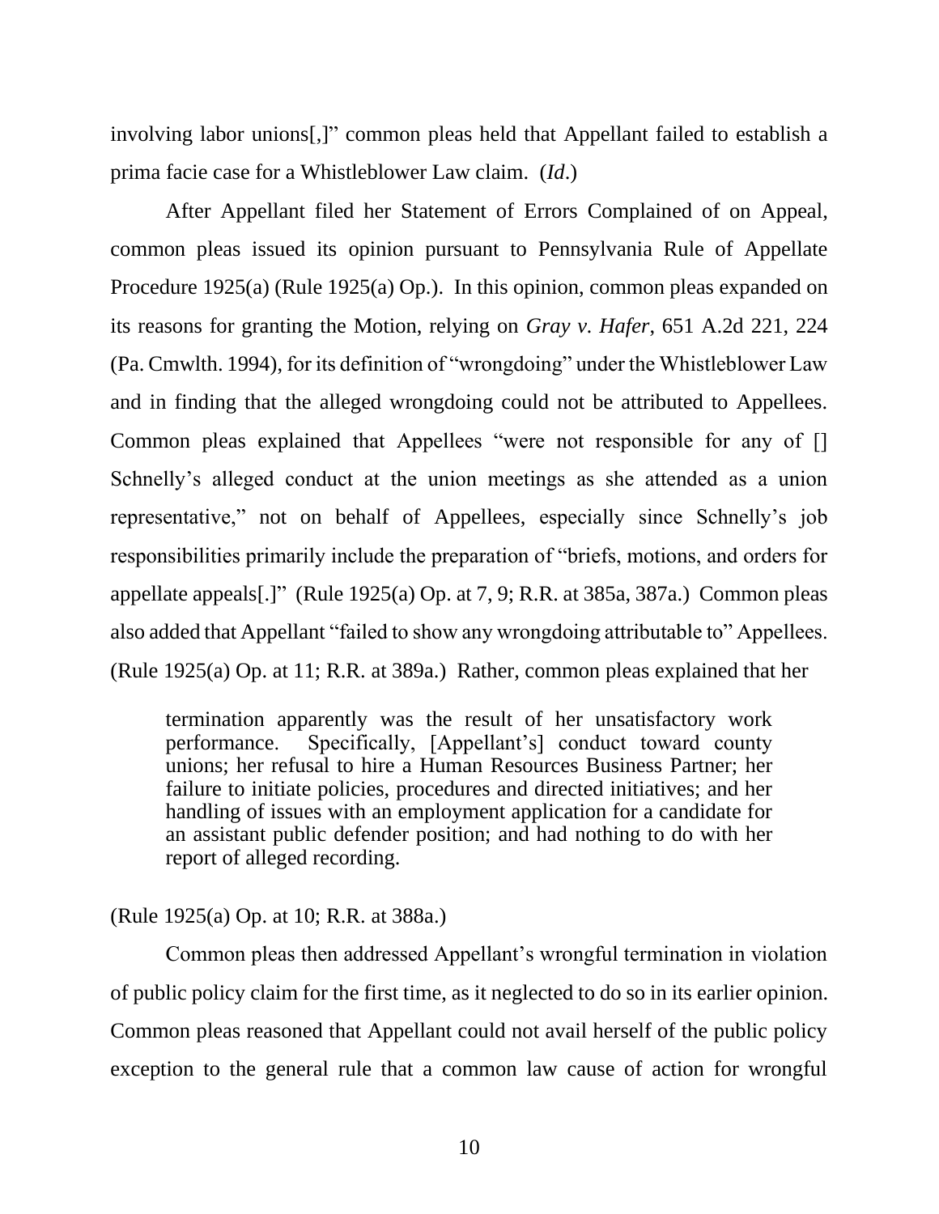involving labor unions[,]" common pleas held that Appellant failed to establish a prima facie case for a Whistleblower Law claim. (*Id*.)

After Appellant filed her Statement of Errors Complained of on Appeal, common pleas issued its opinion pursuant to Pennsylvania Rule of Appellate Procedure 1925(a) (Rule 1925(a) Op.). In this opinion, common pleas expanded on its reasons for granting the Motion, relying on *Gray v. Hafer*, 651 A.2d 221, 224 (Pa. Cmwlth. 1994), for its definition of "wrongdoing" under the Whistleblower Law and in finding that the alleged wrongdoing could not be attributed to Appellees. Common pleas explained that Appellees "were not responsible for any of [] Schnelly's alleged conduct at the union meetings as she attended as a union representative," not on behalf of Appellees, especially since Schnelly's job responsibilities primarily include the preparation of "briefs, motions, and orders for appellate appeals[.]" (Rule 1925(a) Op. at 7, 9; R.R. at 385a, 387a.) Common pleas also added that Appellant "failed to show any wrongdoing attributable to" Appellees. (Rule 1925(a) Op. at 11; R.R. at 389a.) Rather, common pleas explained that her

> termination apparently was the result of her unsatisfactory work performance. Specifically, [Appellant's] conduct toward county unions; her refusal to hire a Human Resources Business Partner; her failure to initiate policies, procedures and directed initiatives; and her handling of issues with an employment application for a candidate for an assistant public defender position; and had nothing to do with her report of alleged recording.

(Rule 1925(a) Op. at 10; R.R. at 388a.)

Common pleas then addressed Appellant's wrongful termination in violation of public policy claim for the first time, as it neglected to do so in its earlier opinion. Common pleas reasoned that Appellant could not avail herself of the public policy exception to the general rule that a common law cause of action for wrongful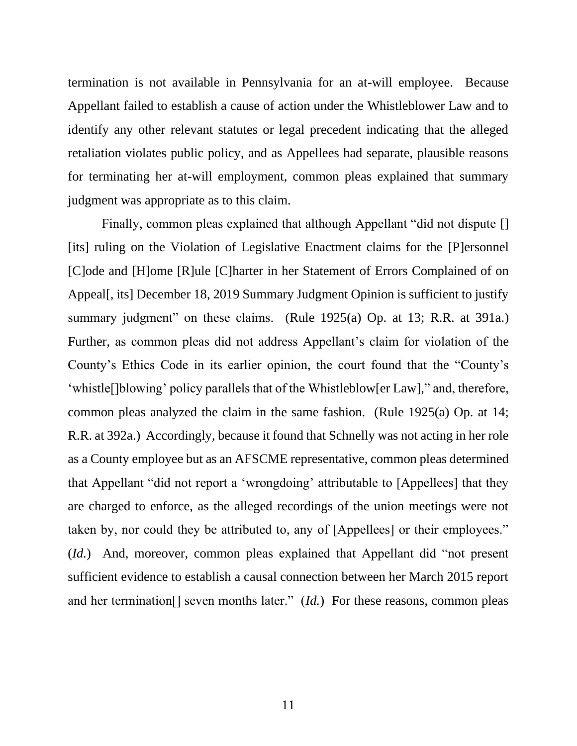termination is not available in Pennsylvania for an at-will employee. Because Appellant failed to establish a cause of action under the Whistleblower Law and to identify any other relevant statutes or legal precedent indicating that the alleged retaliation violates public policy, and as Appellees had separate, plausible reasons for terminating her at-will employment, common pleas explained that summary judgment was appropriate as to this claim.

Finally, common pleas explained that although Appellant "did not dispute [] [its] ruling on the Violation of Legislative Enactment claims for the [P]ersonnel [C]ode and [H]ome [R]ule [C]harter in her Statement of Errors Complained of on Appeal[, its] December 18, 2019 Summary Judgment Opinion is sufficient to justify summary judgment" on these claims. (Rule 1925(a) Op. at 13; R.R. at 391a.) Further, as common pleas did not address Appellant's claim for violation of the County's Ethics Code in its earlier opinion, the court found that the "County's 'whistle[]blowing' policy parallels that of the Whistleblow[er Law]," and, therefore, common pleas analyzed the claim in the same fashion. (Rule 1925(a) Op. at 14; R.R. at 392a.) Accordingly, because it found that Schnelly was not acting in her role as a County employee but as an AFSCME representative, common pleas determined that Appellant "did not report a 'wrongdoing' attributable to [Appellees] that they are charged to enforce, as the alleged recordings of the union meetings were not taken by, nor could they be attributed to, any of [Appellees] or their employees." (*Id.*) And, moreover, common pleas explained that Appellant did "not present sufficient evidence to establish a causal connection between her March 2015 report and her termination[] seven months later." (*Id.*) For these reasons, common pleas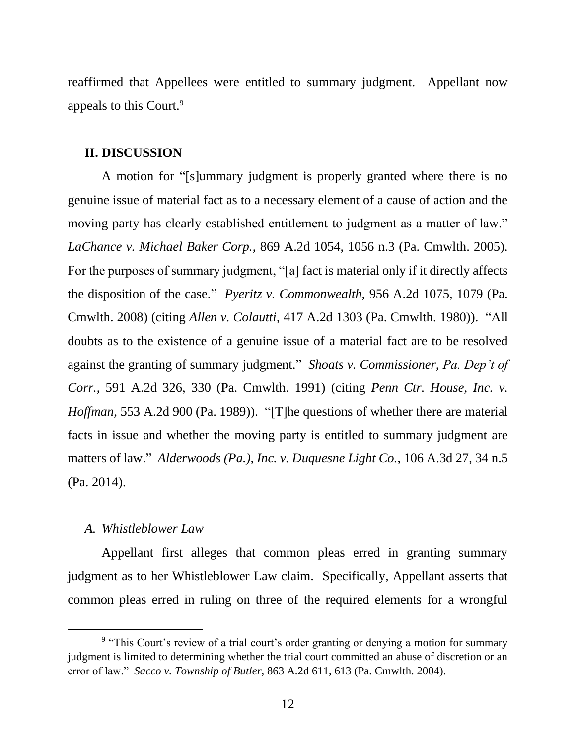reaffirmed that Appellees were entitled to summary judgment. Appellant now appeals to this Court.[9]

## II. DISCUSSION

A motion for "[s]ummary judgment is properly granted where there is no genuine issue of material fact as to a necessary element of a cause of action and the moving party has clearly established entitlement to judgment as a matter of law." *LaChance v. Michael Baker Corp.*, 869 A.2d 1054, 1056 n.3 (Pa. Cmwlth. 2005). For the purposes of summary judgment, "[a] fact is material only if it directly affects the disposition of the case." *Pyeritz v. Commonwealth*, 956 A.2d 1075, 1079 (Pa. Cmwlth. 2008) (citing *Allen v. Colautti*, 417 A.2d 1303 (Pa. Cmwlth. 1980)). "All doubts as to the existence of a genuine issue of a material fact are to be resolved against the granting of summary judgment." *Shoats v. Commissioner, Pa. Dep't of Corr.*, 591 A.2d 326, 330 (Pa. Cmwlth. 1991) (citing *Penn Ctr. House, Inc. v. Hoffman*, 553 A.2d 900 (Pa. 1989)). "[T]he questions of whether there are material facts in issue and whether the moving party is entitled to summary judgment are matters of law." *Alderwoods (Pa.), Inc. v. Duquesne Light Co.*, 106 A.3d 27, 34 n.5 (Pa. 2014).

### *A. Whistleblower Law*

Appellant first alleges that common pleas erred in granting summary judgment as to her Whistleblower Law claim. Specifically, Appellant asserts that common pleas erred in ruling on three of the required elements for a wrongful

---

[9] "This Court's review of a trial court's order granting or denying a motion for summary judgment is limited to determining whether the trial court committed an abuse of discretion or an error of law." *Sacco v. Township of Butler*, 863 A.2d 611, 613 (Pa. Cmwlth. 2004).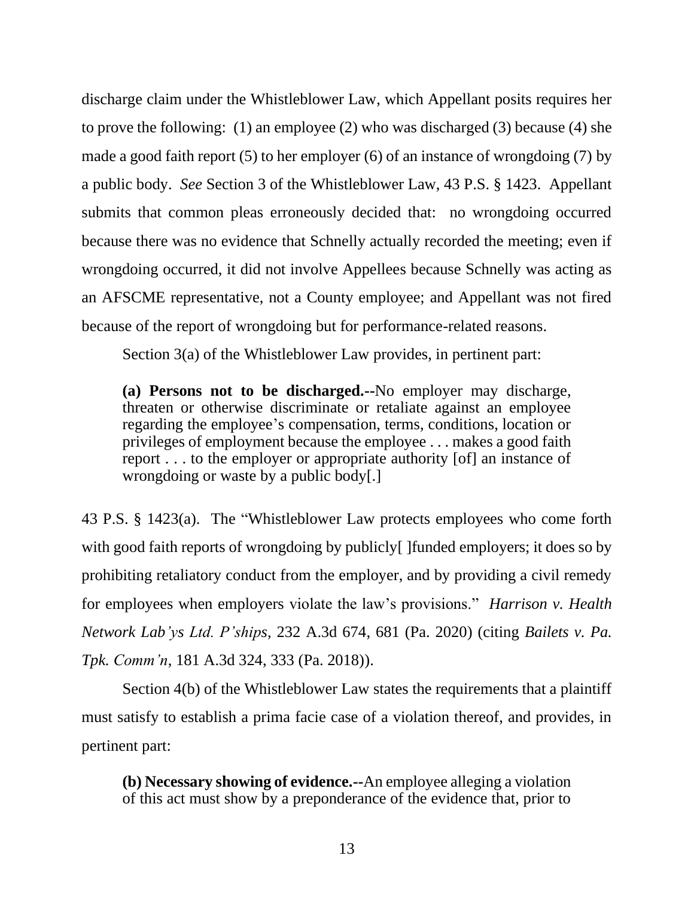discharge claim under the Whistleblower Law, which Appellant posits requires her to prove the following: (1) an employee (2) who was discharged (3) because (4) she made a good faith report (5) to her employer (6) of an instance of wrongdoing (7) by a public body. *See* Section 3 of the Whistleblower Law, 43 P.S. § 1423. Appellant submits that common pleas erroneously decided that: no wrongdoing occurred because there was no evidence that Schnelly actually recorded the meeting; even if wrongdoing occurred, it did not involve Appellees because Schnelly was acting as an AFSCME representative, not a County employee; and Appellant was not fired because of the report of wrongdoing but for performance-related reasons.

Section 3(a) of the Whistleblower Law provides, in pertinent part:

> **(a) Persons not to be discharged.--**No employer may discharge, threaten or otherwise discriminate or retaliate against an employee regarding the employee's compensation, terms, conditions, location or privileges of employment because the employee . . . makes a good faith report . . . to the employer or appropriate authority [of] an instance of wrongdoing or waste by a public body[.]

43 P.S. § 1423(a). The "Whistleblower Law protects employees who come forth with good faith reports of wrongdoing by publicly[ ]funded employers; it does so by prohibiting retaliatory conduct from the employer, and by providing a civil remedy for employees when employers violate the law's provisions." *Harrison v. Health Network Lab'ys Ltd. P'ships*, 232 A.3d 674, 681 (Pa. 2020) (citing *Bailets v. Pa. Tpk. Comm'n*, 181 A.3d 324, 333 (Pa. 2018)).

Section 4(b) of the Whistleblower Law states the requirements that a plaintiff must satisfy to establish a prima facie case of a violation thereof, and provides, in pertinent part:

> **(b) Necessary showing of evidence.--**An employee alleging a violation of this act must show by a preponderance of the evidence that, prior to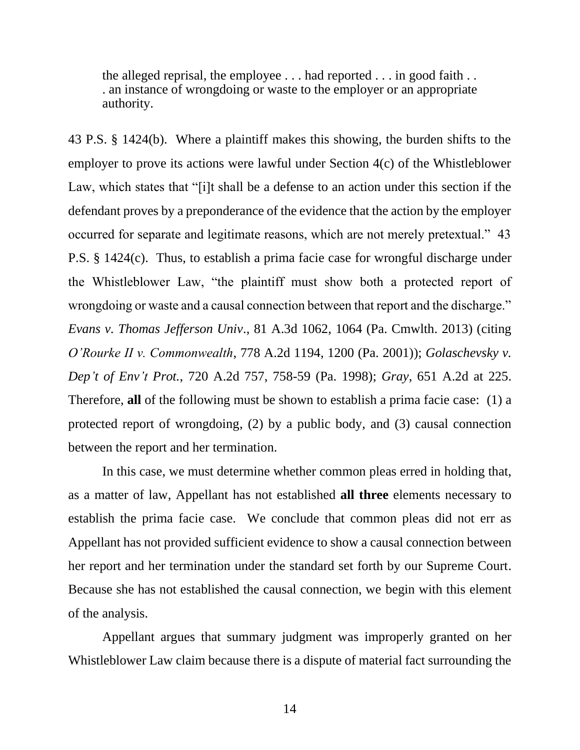> the alleged reprisal, the employee . . . had reported . . . in good faith . . . an instance of wrongdoing or waste to the employer or an appropriate authority.

43 P.S. § 1424(b). Where a plaintiff makes this showing, the burden shifts to the employer to prove its actions were lawful under Section 4(c) of the Whistleblower Law, which states that "[i]t shall be a defense to an action under this section if the defendant proves by a preponderance of the evidence that the action by the employer occurred for separate and legitimate reasons, which are not merely pretextual." 43 P.S. § 1424(c). Thus, to establish a prima facie case for wrongful discharge under the Whistleblower Law, "the plaintiff must show both a protected report of wrongdoing or waste and a causal connection between that report and the discharge." *Evans v. Thomas Jefferson Univ*., 81 A.3d 1062, 1064 (Pa. Cmwlth. 2013) (citing *O'Rourke II v. Commonwealth*, 778 A.2d 1194, 1200 (Pa. 2001)); *Golaschevsky v. Dep't of Env't Prot.*, 720 A.2d 757, 758-59 (Pa. 1998); *Gray*, 651 A.2d at 225. Therefore, **all** of the following must be shown to establish a prima facie case: (1) a protected report of wrongdoing, (2) by a public body, and (3) causal connection between the report and her termination.

In this case, we must determine whether common pleas erred in holding that, as a matter of law, Appellant has not established **all three** elements necessary to establish the prima facie case. We conclude that common pleas did not err as Appellant has not provided sufficient evidence to show a causal connection between her report and her termination under the standard set forth by our Supreme Court. Because she has not established the causal connection, we begin with this element of the analysis.

Appellant argues that summary judgment was improperly granted on her Whistleblower Law claim because there is a dispute of material fact surrounding the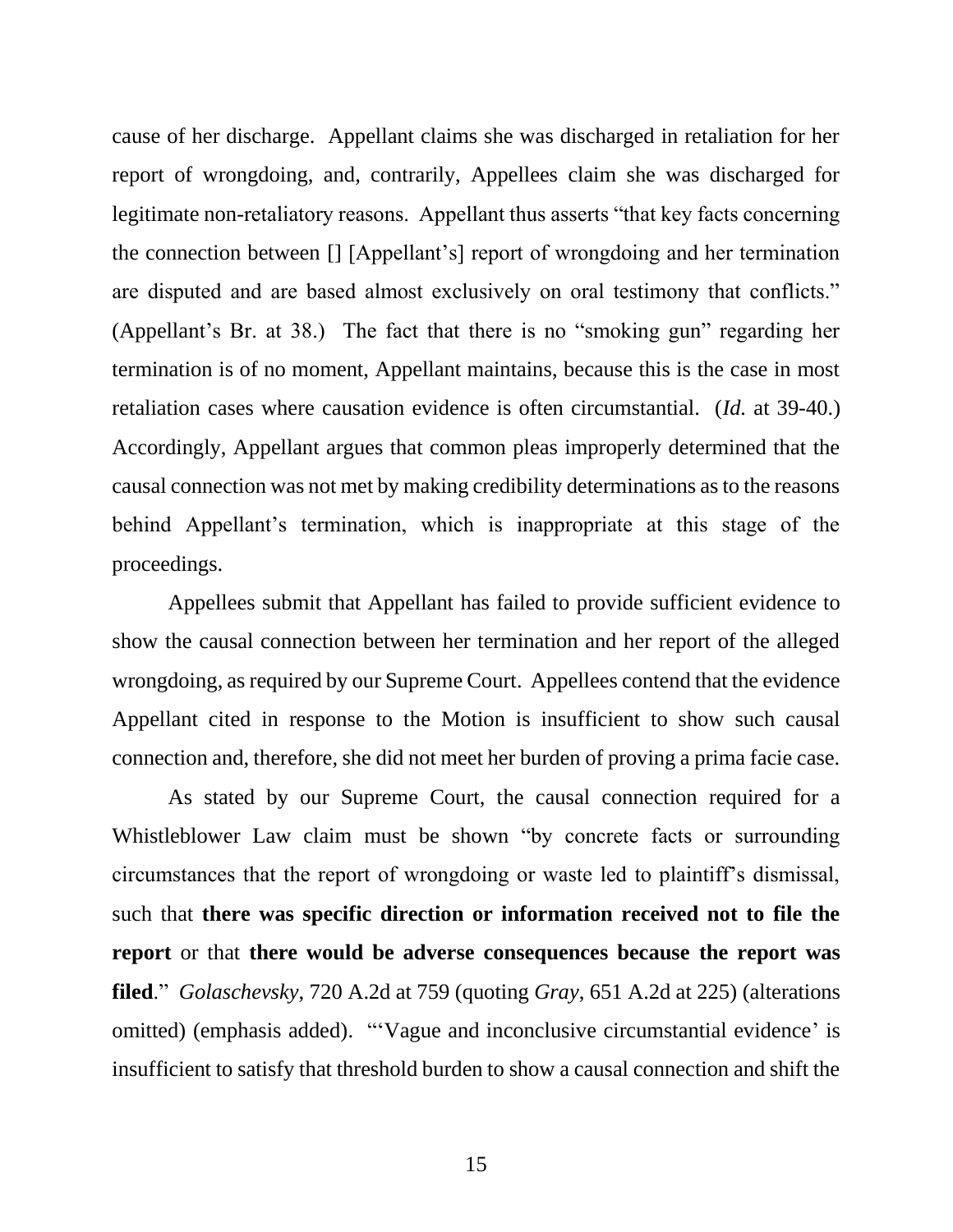cause of her discharge. Appellant claims she was discharged in retaliation for her report of wrongdoing, and, contrarily, Appellees claim she was discharged for legitimate non-retaliatory reasons. Appellant thus asserts "that key facts concerning the connection between [] [Appellant's] report of wrongdoing and her termination are disputed and are based almost exclusively on oral testimony that conflicts." (Appellant's Br. at 38.) The fact that there is no "smoking gun" regarding her termination is of no moment, Appellant maintains, because this is the case in most retaliation cases where causation evidence is often circumstantial. (*Id.* at 39-40.) Accordingly, Appellant argues that common pleas improperly determined that the causal connection was not met by making credibility determinations as to the reasons behind Appellant's termination, which is inappropriate at this stage of the proceedings.

Appellees submit that Appellant has failed to provide sufficient evidence to show the causal connection between her termination and her report of the alleged wrongdoing, as required by our Supreme Court. Appellees contend that the evidence Appellant cited in response to the Motion is insufficient to show such causal connection and, therefore, she did not meet her burden of proving a prima facie case.

As stated by our Supreme Court, the causal connection required for a Whistleblower Law claim must be shown "by concrete facts or surrounding circumstances that the report of wrongdoing or waste led to plaintiff's dismissal, such that **there was specific direction or information received not to file the report** or that **there would be adverse consequences because the report was filed**." *Golaschevsky*, 720 A.2d at 759 (quoting *Gray*, 651 A.2d at 225) (alterations omitted) (emphasis added). "'Vague and inconclusive circumstantial evidence' is insufficient to satisfy that threshold burden to show a causal connection and shift the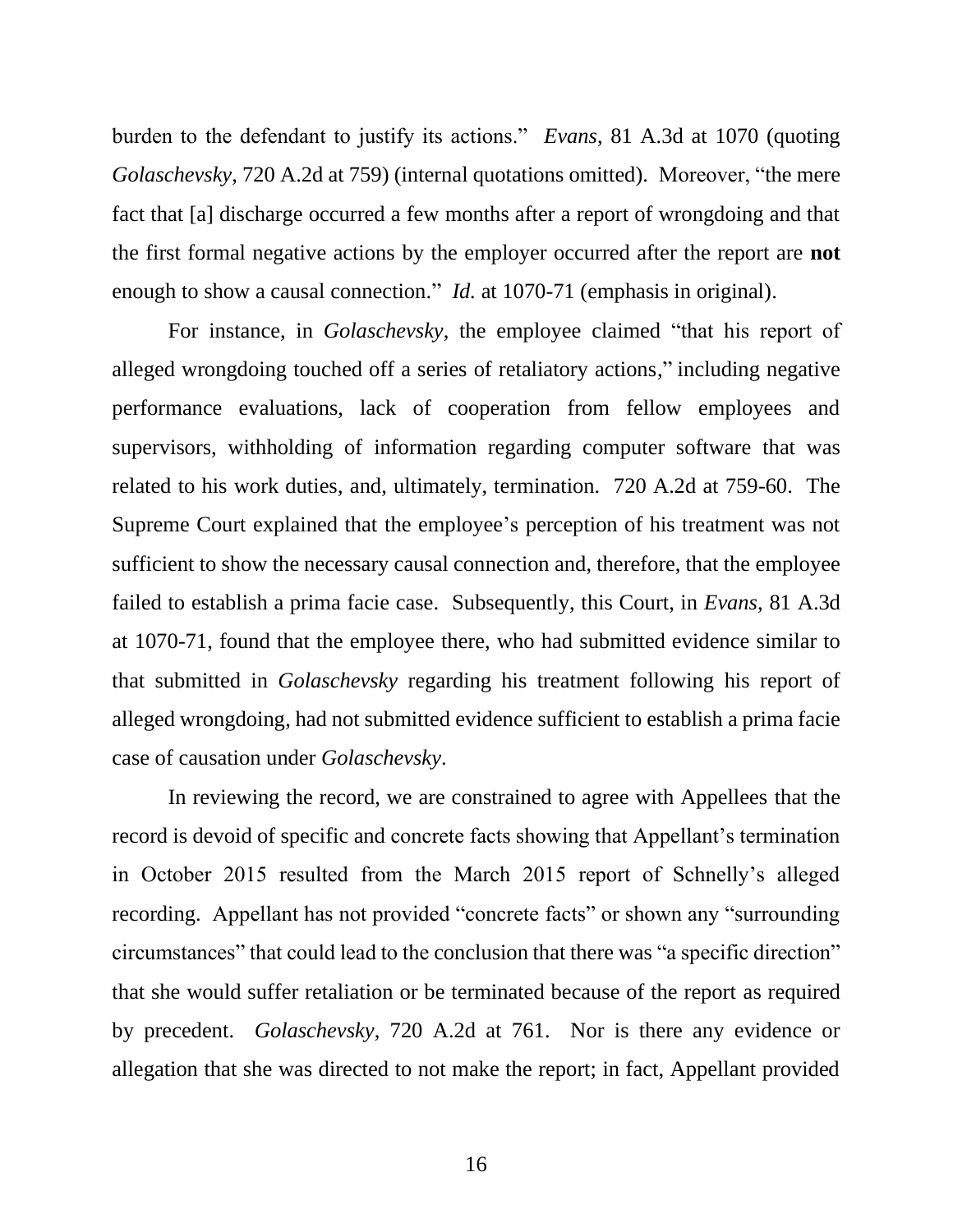burden to the defendant to justify its actions." *Evans*, 81 A.3d at 1070 (quoting *Golaschevsky*, 720 A.2d at 759) (internal quotations omitted). Moreover, "the mere fact that [a] discharge occurred a few months after a report of wrongdoing and that the first formal negative actions by the employer occurred after the report are **not** enough to show a causal connection." *Id.* at 1070-71 (emphasis in original).

For instance, in *Golaschevsky*, the employee claimed "that his report of alleged wrongdoing touched off a series of retaliatory actions," including negative performance evaluations, lack of cooperation from fellow employees and supervisors, withholding of information regarding computer software that was related to his work duties, and, ultimately, termination. 720 A.2d at 759-60. The Supreme Court explained that the employee's perception of his treatment was not sufficient to show the necessary causal connection and, therefore, that the employee failed to establish a prima facie case. Subsequently, this Court, in *Evans*, 81 A.3d at 1070-71, found that the employee there, who had submitted evidence similar to that submitted in *Golaschevsky* regarding his treatment following his report of alleged wrongdoing, had not submitted evidence sufficient to establish a prima facie case of causation under *Golaschevsky*.

In reviewing the record, we are constrained to agree with Appellees that the record is devoid of specific and concrete facts showing that Appellant's termination in October 2015 resulted from the March 2015 report of Schnelly's alleged recording. Appellant has not provided "concrete facts" or shown any "surrounding circumstances" that could lead to the conclusion that there was "a specific direction" that she would suffer retaliation or be terminated because of the report as required by precedent. *Golaschevsky*, 720 A.2d at 761. Nor is there any evidence or allegation that she was directed to not make the report; in fact, Appellant provided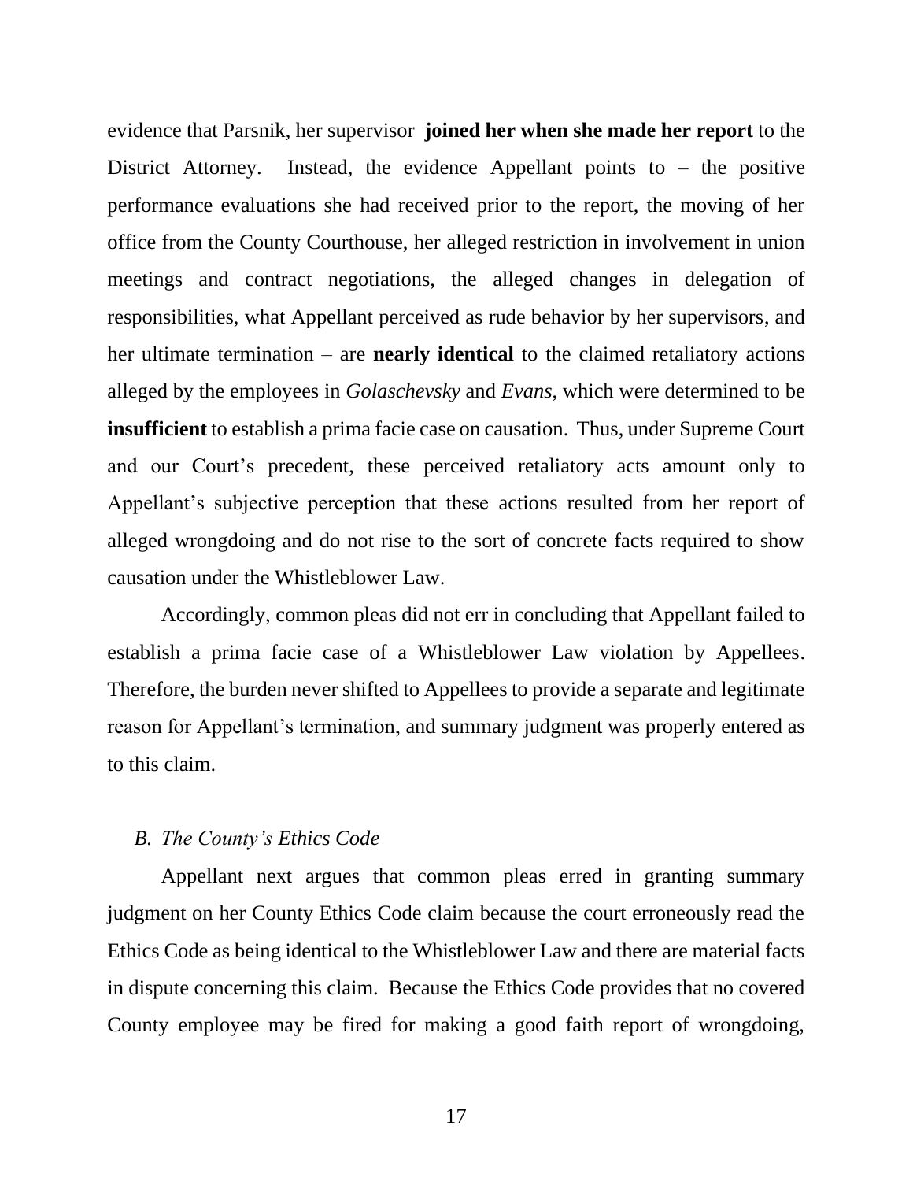evidence that Parsnik, her supervisor **joined her when she made her report** to the District Attorney. Instead, the evidence Appellant points to – the positive performance evaluations she had received prior to the report, the moving of her office from the County Courthouse, her alleged restriction in involvement in union meetings and contract negotiations, the alleged changes in delegation of responsibilities, what Appellant perceived as rude behavior by her supervisors, and her ultimate termination – are **nearly identical** to the claimed retaliatory actions alleged by the employees in *Golaschevsky* and *Evans*, which were determined to be **insufficient** to establish a prima facie case on causation. Thus, under Supreme Court and our Court's precedent, these perceived retaliatory acts amount only to Appellant's subjective perception that these actions resulted from her report of alleged wrongdoing and do not rise to the sort of concrete facts required to show causation under the Whistleblower Law.

Accordingly, common pleas did not err in concluding that Appellant failed to establish a prima facie case of a Whistleblower Law violation by Appellees. Therefore, the burden never shifted to Appellees to provide a separate and legitimate reason for Appellant's termination, and summary judgment was properly entered as to this claim.

### *B. The County's Ethics Code*

Appellant next argues that common pleas erred in granting summary judgment on her County Ethics Code claim because the court erroneously read the Ethics Code as being identical to the Whistleblower Law and there are material facts in dispute concerning this claim. Because the Ethics Code provides that no covered County employee may be fired for making a good faith report of wrongdoing,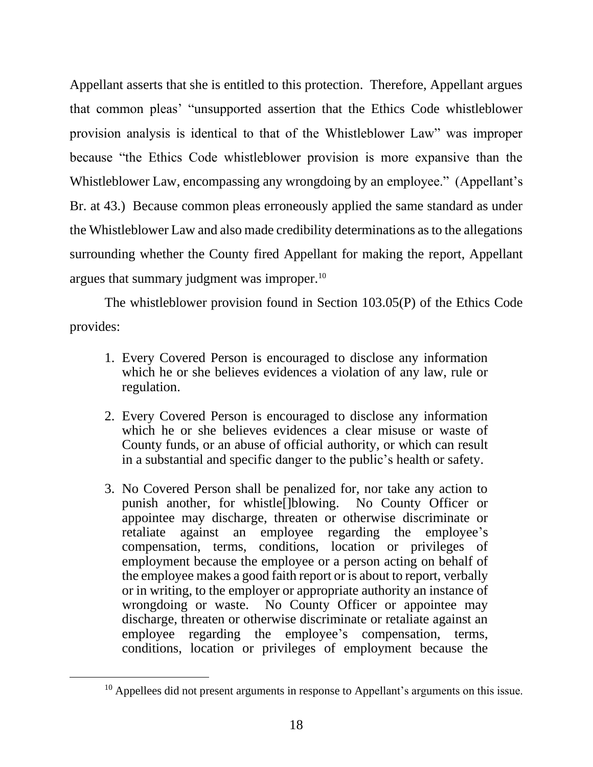Appellant asserts that she is entitled to this protection. Therefore, Appellant argues that common pleas' "unsupported assertion that the Ethics Code whistleblower provision analysis is identical to that of the Whistleblower Law" was improper because "the Ethics Code whistleblower provision is more expansive than the Whistleblower Law, encompassing any wrongdoing by an employee." (Appellant's Br. at 43.) Because common pleas erroneously applied the same standard as under the Whistleblower Law and also made credibility determinations as to the allegations surrounding whether the County fired Appellant for making the report, Appellant argues that summary judgment was improper.[10]

The whistleblower provision found in Section 103.05(P) of the Ethics Code provides:

> 1. Every Covered Person is encouraged to disclose any information which he or she believes evidences a violation of any law, rule or regulation.
>
> 2. Every Covered Person is encouraged to disclose any information which he or she believes evidences a clear misuse or waste of County funds, or an abuse of official authority, or which can result in a substantial and specific danger to the public's health or safety.
>
> 3. No Covered Person shall be penalized for, nor take any action to punish another, for whistle[]blowing. No County Officer or appointee may discharge, threaten or otherwise discriminate or retaliate against an employee regarding the employee's compensation, terms, conditions, location or privileges of employment because the employee or a person acting on behalf of the employee makes a good faith report or is about to report, verbally or in writing, to the employer or appropriate authority an instance of wrongdoing or waste. No County Officer or appointee may discharge, threaten or otherwise discriminate or retaliate against an employee regarding the employee's compensation, terms, conditions, location or privileges of employment because the

[10] Appellees did not present arguments in response to Appellant's arguments on this issue.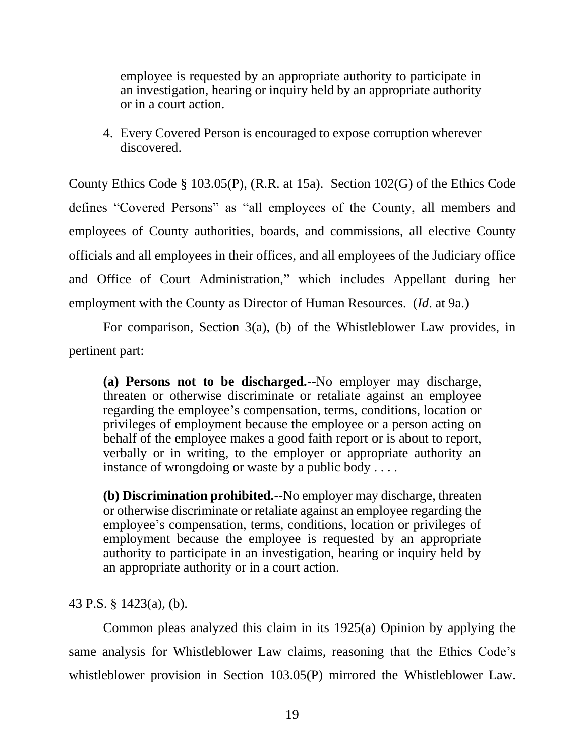> employee is requested by an appropriate authority to participate in an investigation, hearing or inquiry held by an appropriate authority or in a court action.
>
> 4. Every Covered Person is encouraged to expose corruption wherever discovered.

County Ethics Code § 103.05(P), (R.R. at 15a). Section 102(G) of the Ethics Code defines "Covered Persons" as "all employees of the County, all members and employees of County authorities, boards, and commissions, all elective County officials and all employees in their offices, and all employees of the Judiciary office and Office of Court Administration," which includes Appellant during her employment with the County as Director of Human Resources. (*Id*. at 9a.)

For comparison, Section 3(a), (b) of the Whistleblower Law provides, in pertinent part:

> **(a) Persons not to be discharged.--**No employer may discharge, threaten or otherwise discriminate or retaliate against an employee regarding the employee's compensation, terms, conditions, location or privileges of employment because the employee or a person acting on behalf of the employee makes a good faith report or is about to report, verbally or in writing, to the employer or appropriate authority an instance of wrongdoing or waste by a public body . . . .
>
> **(b) Discrimination prohibited.--**No employer may discharge, threaten or otherwise discriminate or retaliate against an employee regarding the employee's compensation, terms, conditions, location or privileges of employment because the employee is requested by an appropriate authority to participate in an investigation, hearing or inquiry held by an appropriate authority or in a court action.

43 P.S. § 1423(a), (b).

Common pleas analyzed this claim in its 1925(a) Opinion by applying the same analysis for Whistleblower Law claims, reasoning that the Ethics Code's whistleblower provision in Section 103.05(P) mirrored the Whistleblower Law.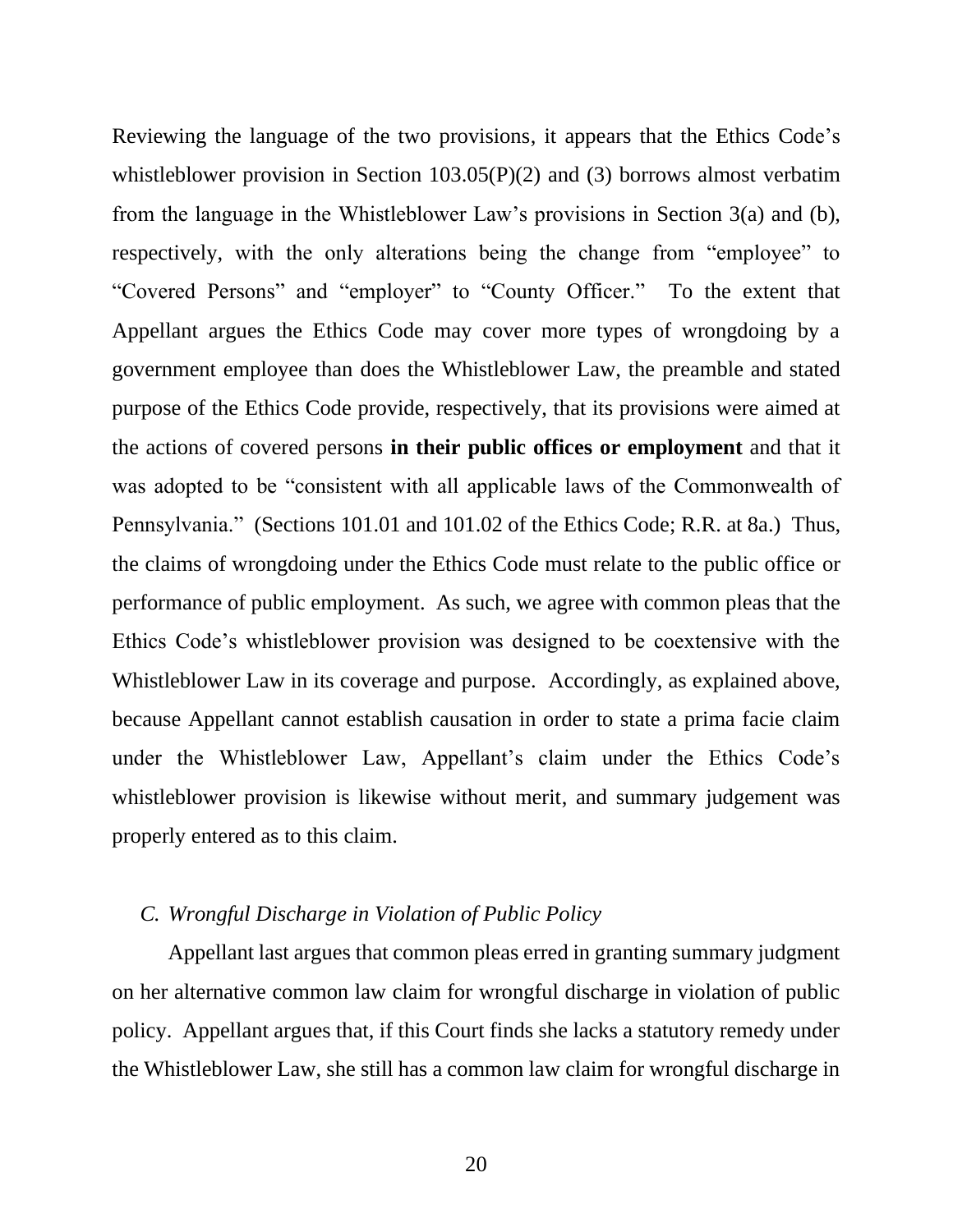Reviewing the language of the two provisions, it appears that the Ethics Code's whistleblower provision in Section 103.05(P)(2) and (3) borrows almost verbatim from the language in the Whistleblower Law's provisions in Section 3(a) and (b), respectively, with the only alterations being the change from "employee" to "Covered Persons" and "employer" to "County Officer." To the extent that Appellant argues the Ethics Code may cover more types of wrongdoing by a government employee than does the Whistleblower Law, the preamble and stated purpose of the Ethics Code provide, respectively, that its provisions were aimed at the actions of covered persons **in their public offices or employment** and that it was adopted to be "consistent with all applicable laws of the Commonwealth of Pennsylvania." (Sections 101.01 and 101.02 of the Ethics Code; R.R. at 8a.) Thus, the claims of wrongdoing under the Ethics Code must relate to the public office or performance of public employment. As such, we agree with common pleas that the Ethics Code's whistleblower provision was designed to be coextensive with the Whistleblower Law in its coverage and purpose. Accordingly, as explained above, because Appellant cannot establish causation in order to state a prima facie claim under the Whistleblower Law, Appellant's claim under the Ethics Code's whistleblower provision is likewise without merit, and summary judgement was properly entered as to this claim.

### *C. Wrongful Discharge in Violation of Public Policy*

Appellant last argues that common pleas erred in granting summary judgment on her alternative common law claim for wrongful discharge in violation of public policy. Appellant argues that, if this Court finds she lacks a statutory remedy under the Whistleblower Law, she still has a common law claim for wrongful discharge in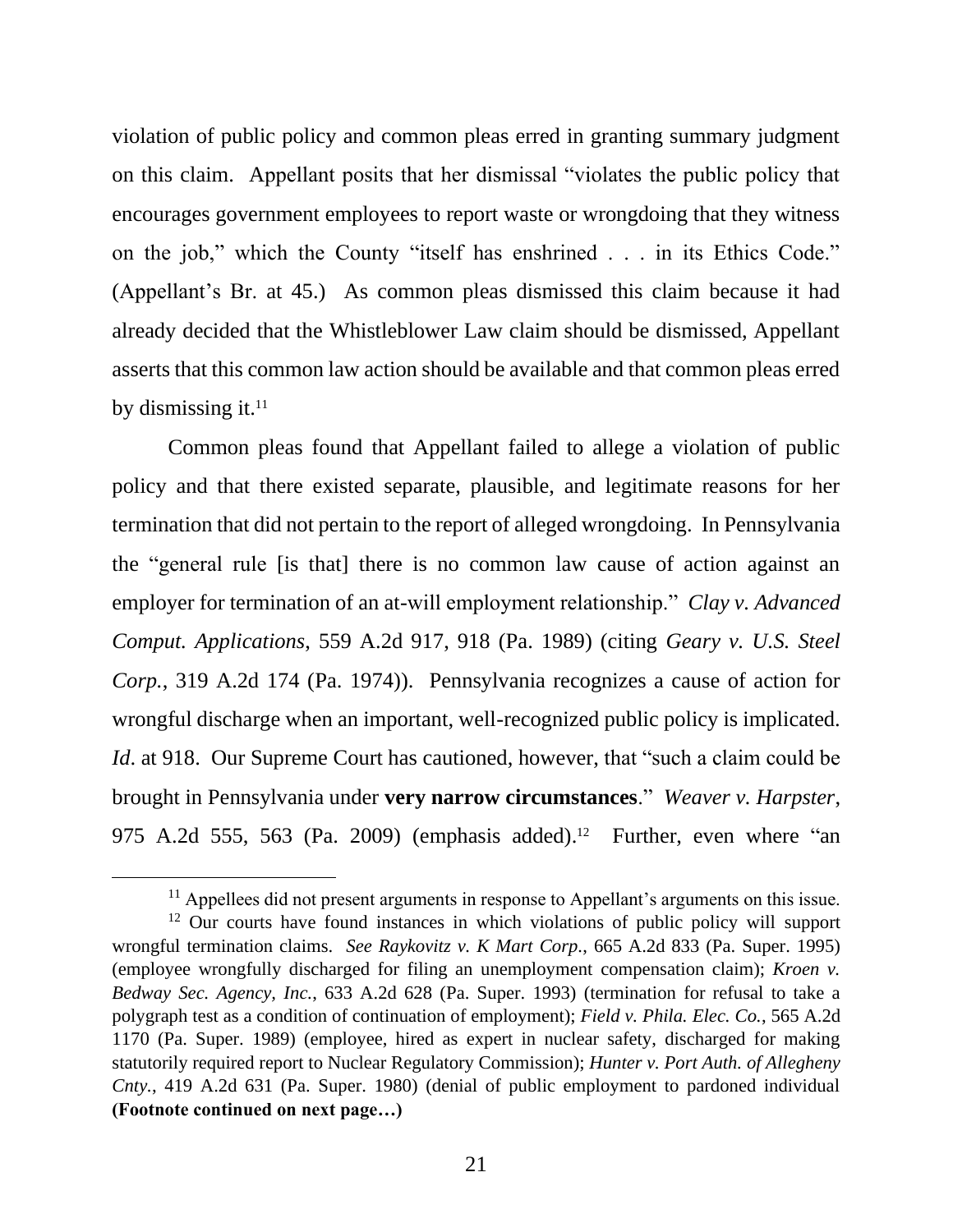violation of public policy and common pleas erred in granting summary judgment on this claim. Appellant posits that her dismissal "violates the public policy that encourages government employees to report waste or wrongdoing that they witness on the job," which the County "itself has enshrined . . . in its Ethics Code." (Appellant's Br. at 45.) As common pleas dismissed this claim because it had already decided that the Whistleblower Law claim should be dismissed, Appellant asserts that this common law action should be available and that common pleas erred by dismissing it.[11]

Common pleas found that Appellant failed to allege a violation of public policy and that there existed separate, plausible, and legitimate reasons for her termination that did not pertain to the report of alleged wrongdoing. In Pennsylvania the "general rule [is that] there is no common law cause of action against an employer for termination of an at-will employment relationship." *Clay v. Advanced Comput. Applications*, 559 A.2d 917, 918 (Pa. 1989) (citing *Geary v. U.S. Steel Corp.*, 319 A.2d 174 (Pa. 1974)). Pennsylvania recognizes a cause of action for wrongful discharge when an important, well-recognized public policy is implicated. *Id*. at 918. Our Supreme Court has cautioned, however, that "such a claim could be brought in Pennsylvania under **very narrow circumstances**." *Weaver v. Harpster*, 975 A.2d 555, 563 (Pa. 2009) (emphasis added).[12] Further, even where "an

---

[11] Appellees did not present arguments in response to Appellant's arguments on this issue.

[12] Our courts have found instances in which violations of public policy will support wrongful termination claims. *See Raykovitz v. K Mart Corp.*, 665 A.2d 833 (Pa. Super. 1995) (employee wrongfully discharged for filing an unemployment compensation claim); *Kroen v. Bedway Sec. Agency, Inc.*, 633 A.2d 628 (Pa. Super. 1993) (termination for refusal to take a polygraph test as a condition of continuation of employment); *Field v. Phila. Elec. Co.*, 565 A.2d 1170 (Pa. Super. 1989) (employee, hired as expert in nuclear safety, discharged for making statutorily required report to Nuclear Regulatory Commission); *Hunter v. Port Auth. of Allegheny Cnty.*, 419 A.2d 631 (Pa. Super. 1980) (denial of public employment to pardoned individual **(Footnote continued on next page…)**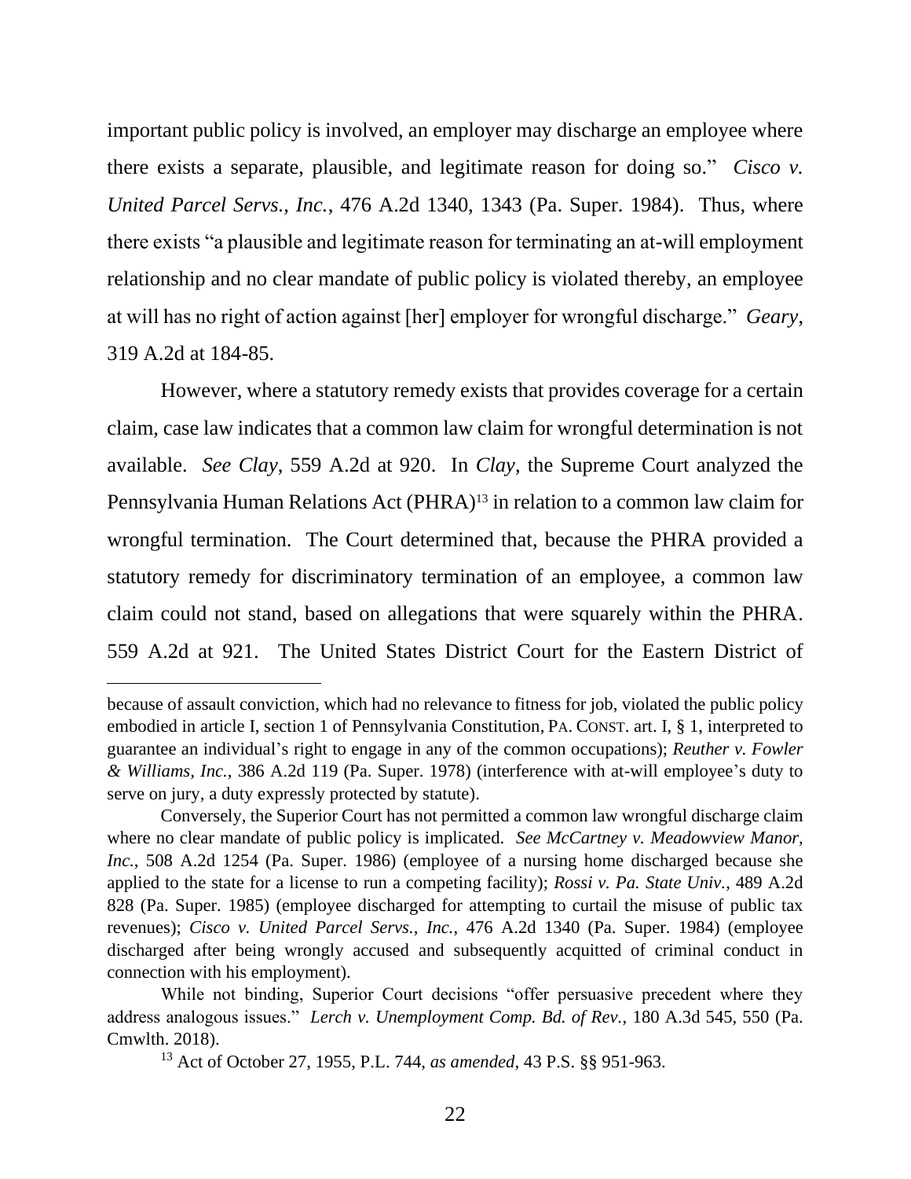important public policy is involved, an employer may discharge an employee where there exists a separate, plausible, and legitimate reason for doing so." *Cisco v. United Parcel Servs., Inc.*, 476 A.2d 1340, 1343 (Pa. Super. 1984). Thus, where there exists "a plausible and legitimate reason for terminating an at-will employment relationship and no clear mandate of public policy is violated thereby, an employee at will has no right of action against [her] employer for wrongful discharge." *Geary*, 319 A.2d at 184-85.

However, where a statutory remedy exists that provides coverage for a certain claim, case law indicates that a common law claim for wrongful determination is not available. *See Clay*, 559 A.2d at 920. In *Clay*, the Supreme Court analyzed the Pennsylvania Human Relations Act (PHRA)[13] in relation to a common law claim for wrongful termination. The Court determined that, because the PHRA provided a statutory remedy for discriminatory termination of an employee, a common law claim could not stand, based on allegations that were squarely within the PHRA. 559 A.2d at 921. The United States District Court for the Eastern District of

---

because of assault conviction, which had no relevance to fitness for job, violated the public policy embodied in article I, section 1 of Pennsylvania Constitution, PA. CONST. art. I, § 1, interpreted to guarantee an individual's right to engage in any of the common occupations); *Reuther v. Fowler & Williams, Inc.*, 386 A.2d 119 (Pa. Super. 1978) (interference with at-will employee's duty to serve on jury, a duty expressly protected by statute).

Conversely, the Superior Court has not permitted a common law wrongful discharge claim where no clear mandate of public policy is implicated. *See McCartney v. Meadowview Manor, Inc.*, 508 A.2d 1254 (Pa. Super. 1986) (employee of a nursing home discharged because she applied to the state for a license to run a competing facility); *Rossi v. Pa. State Univ.*, 489 A.2d 828 (Pa. Super. 1985) (employee discharged for attempting to curtail the misuse of public tax revenues); *Cisco v. United Parcel Servs., Inc.*, 476 A.2d 1340 (Pa. Super. 1984) (employee discharged after being wrongly accused and subsequently acquitted of criminal conduct in connection with his employment).

While not binding, Superior Court decisions "offer persuasive precedent where they address analogous issues." *Lerch v. Unemployment Comp. Bd. of Rev.*, 180 A.3d 545, 550 (Pa. Cmwlth. 2018).

[13] Act of October 27, 1955, P.L. 744, *as amended*, 43 P.S. §§ 951-963.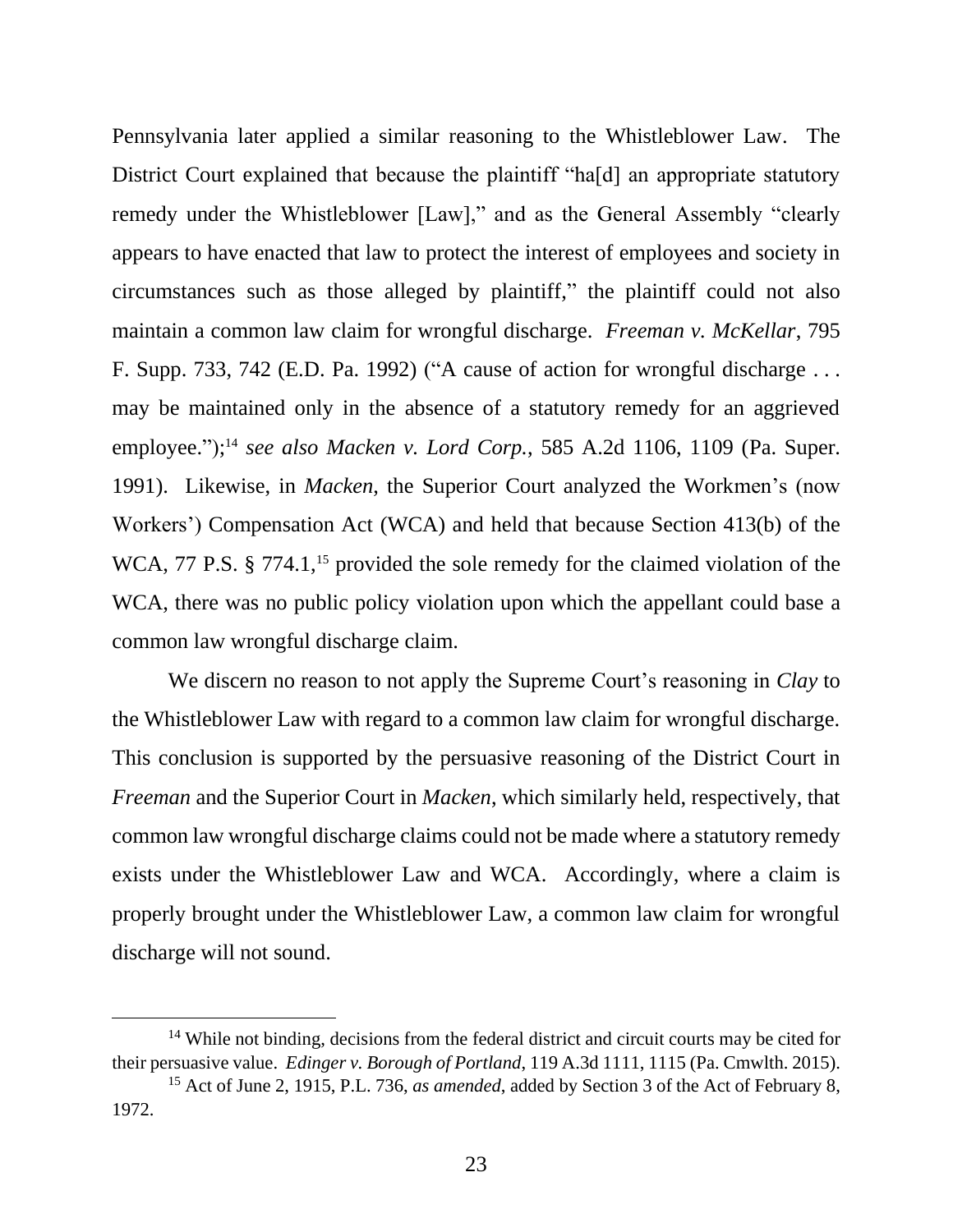Pennsylvania later applied a similar reasoning to the Whistleblower Law. The District Court explained that because the plaintiff "ha[d] an appropriate statutory remedy under the Whistleblower [Law]," and as the General Assembly "clearly appears to have enacted that law to protect the interest of employees and society in circumstances such as those alleged by plaintiff," the plaintiff could not also maintain a common law claim for wrongful discharge. *Freeman v. McKellar*, 795 F. Supp. 733, 742 (E.D. Pa. 1992) ("A cause of action for wrongful discharge . . . may be maintained only in the absence of a statutory remedy for an aggrieved employee.");[14] *see also Macken v. Lord Corp.*, 585 A.2d 1106, 1109 (Pa. Super. 1991). Likewise, in *Macken,* the Superior Court analyzed the Workmen's (now Workers') Compensation Act (WCA) and held that because Section 413(b) of the WCA, 77 P.S. § 774.1,[15] provided the sole remedy for the claimed violation of the WCA, there was no public policy violation upon which the appellant could base a common law wrongful discharge claim.

We discern no reason to not apply the Supreme Court's reasoning in *Clay* to the Whistleblower Law with regard to a common law claim for wrongful discharge. This conclusion is supported by the persuasive reasoning of the District Court in *Freeman* and the Superior Court in *Macken*, which similarly held, respectively, that common law wrongful discharge claims could not be made where a statutory remedy exists under the Whistleblower Law and WCA. Accordingly, where a claim is properly brought under the Whistleblower Law, a common law claim for wrongful discharge will not sound.

---

[14] While not binding, decisions from the federal district and circuit courts may be cited for their persuasive value. *Edinger v. Borough of Portland*, 119 A.3d 1111, 1115 (Pa. Cmwlth. 2015).

[15] Act of June 2, 1915, P.L. 736, *as amended*, added by Section 3 of the Act of February 8, 1972.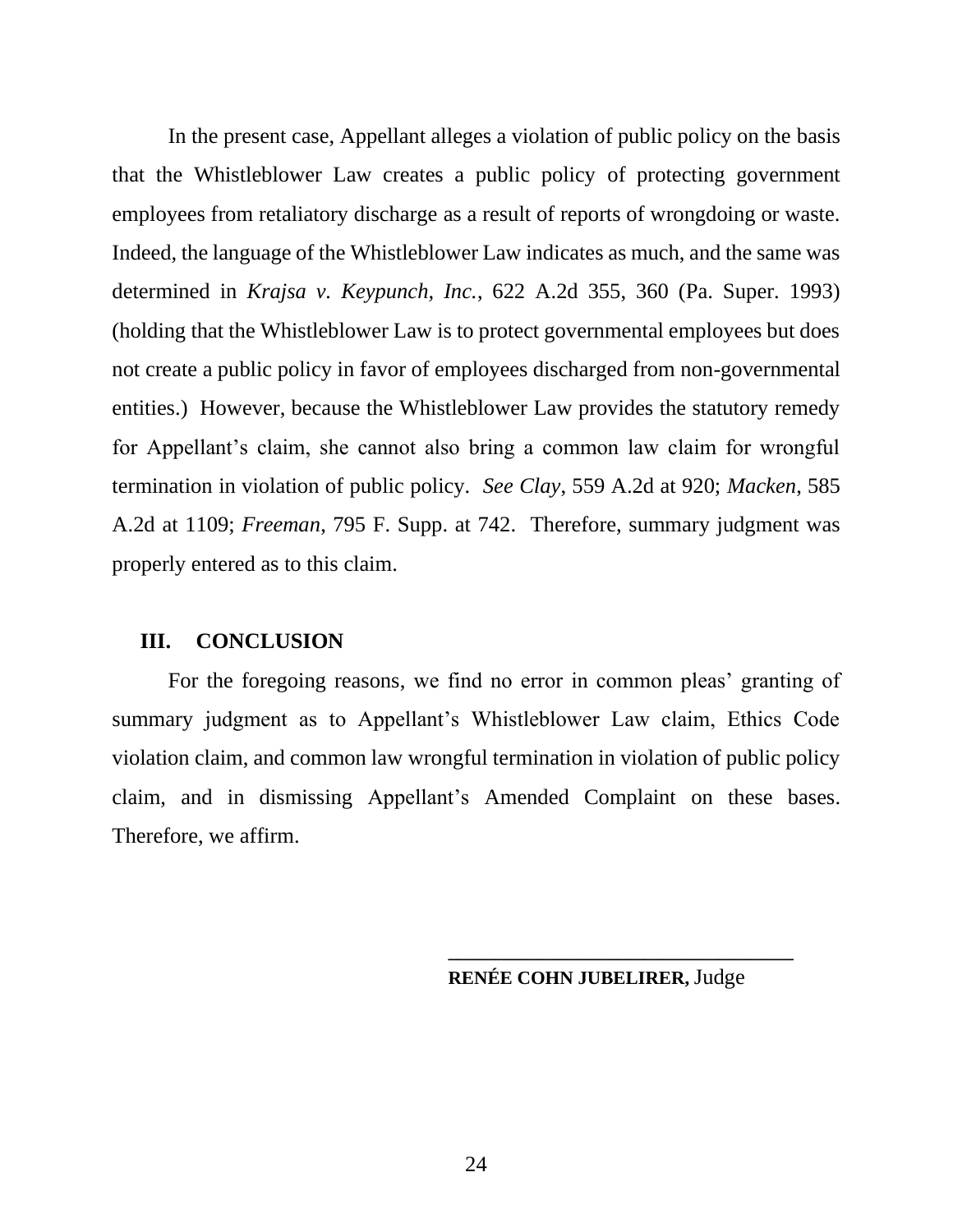In the present case, Appellant alleges a violation of public policy on the basis that the Whistleblower Law creates a public policy of protecting government employees from retaliatory discharge as a result of reports of wrongdoing or waste. Indeed, the language of the Whistleblower Law indicates as much, and the same was determined in *Krajsa v. Keypunch, Inc.*, 622 A.2d 355, 360 (Pa. Super. 1993) (holding that the Whistleblower Law is to protect governmental employees but does not create a public policy in favor of employees discharged from non-governmental entities.) However, because the Whistleblower Law provides the statutory remedy for Appellant's claim, she cannot also bring a common law claim for wrongful termination in violation of public policy. *See Clay*, 559 A.2d at 920; *Macken*, 585 A.2d at 1109; *Freeman*, 795 F. Supp. at 742. Therefore, summary judgment was properly entered as to this claim.

## III. CONCLUSION

For the foregoing reasons, we find no error in common pleas' granting of summary judgment as to Appellant's Whistleblower Law claim, Ethics Code violation claim, and common law wrongful termination in violation of public policy claim, and in dismissing Appellant's Amended Complaint on these bases. Therefore, we affirm.

______________________________

**RENÉE COHN JUBELIRER,** Judge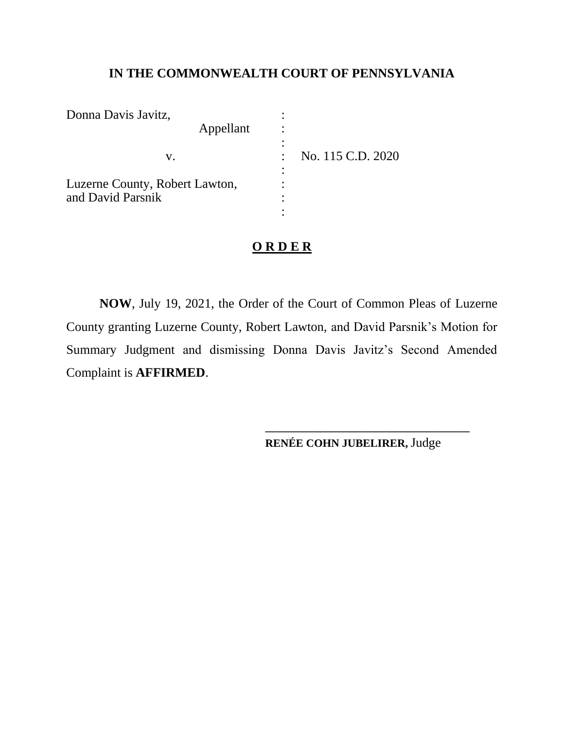**IN THE COMMONWEALTH COURT OF PENNSYLVANIA**

| | | |
|---|---|---|
| Donna Davis Javitz, | : | |
| Appellant | : | |
| | : | |
| v. | : | No. 115 C.D. 2020 |
| | : | |
| Luzerne County, Robert Lawton, and David Parsnik | : | |
| | : | |

**O R D E R**

**NOW**, July 19, 2021, the Order of the Court of Common Pleas of Luzerne County granting Luzerne County, Robert Lawton, and David Parsnik's Motion for Summary Judgment and dismissing Donna Davis Javitz's Second Amended Complaint is **AFFIRMED**.

\_\_\_\_\_\_\_\_\_\_\_\_\_\_\_\_\_\_\_\_\_\_\_\_\_\_\_\_\_\_\_\_\_\_\_\_\_

**RENÉE COHN JUBELIRER,** Judge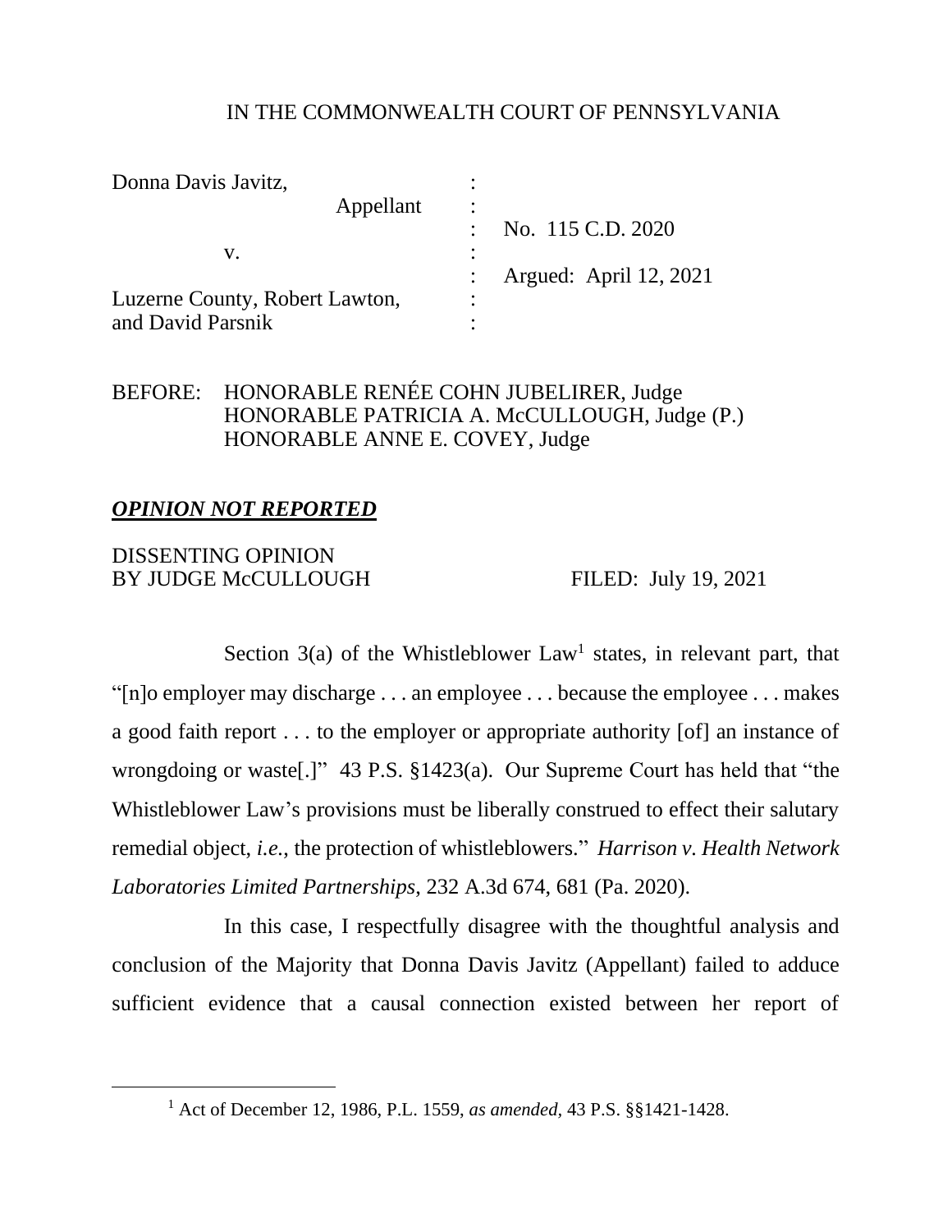IN THE COMMONWEALTH COURT OF PENNSYLVANIA

| | | |
|---|---|---|
| Donna Davis Javitz, | : | |
| Appellant | : | |
| | : | No. 115 C.D. 2020 |
| v. | : | |
| | : | Argued: April 12, 2021 |
| Luzerne County, Robert Lawton, | : | |
| and David Parsnik | : | |

BEFORE: HONORABLE RENÉE COHN JUBELIRER, Judge
HONORABLE PATRICIA A. McCULLOUGH, Judge (P.)
HONORABLE ANNE E. COVEY, Judge

***OPINION NOT REPORTED***

DISSENTING OPINION
BY JUDGE McCULLOUGH FILED: July 19, 2021

Section 3(a) of the Whistleblower Law[1] states, in relevant part, that "[n]o employer may discharge . . . an employee . . . because the employee . . . makes a good faith report . . . to the employer or appropriate authority [of] an instance of wrongdoing or waste[.]" 43 P.S. §1423(a). Our Supreme Court has held that "the Whistleblower Law's provisions must be liberally construed to effect their salutary remedial object, *i.e.*, the protection of whistleblowers." *Harrison v. Health Network Laboratories Limited Partnerships*, 232 A.3d 674, 681 (Pa. 2020).

In this case, I respectfully disagree with the thoughtful analysis and conclusion of the Majority that Donna Davis Javitz (Appellant) failed to adduce sufficient evidence that a causal connection existed between her report of

[1] Act of December 12, 1986, P.L. 1559, *as amended*, 43 P.S. §§1421-1428.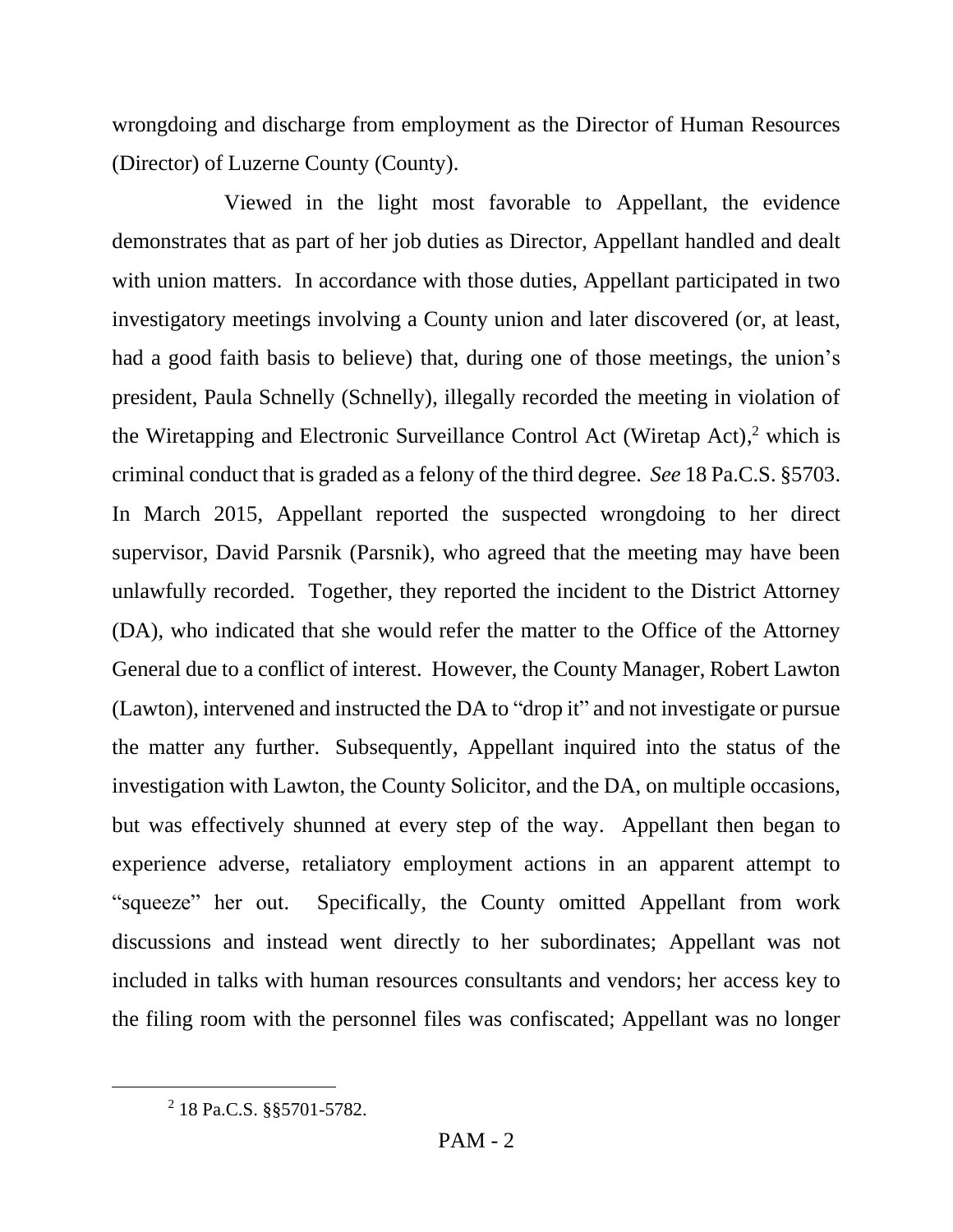wrongdoing and discharge from employment as the Director of Human Resources (Director) of Luzerne County (County).

Viewed in the light most favorable to Appellant, the evidence demonstrates that as part of her job duties as Director, Appellant handled and dealt with union matters. In accordance with those duties, Appellant participated in two investigatory meetings involving a County union and later discovered (or, at least, had a good faith basis to believe) that, during one of those meetings, the union's president, Paula Schnelly (Schnelly), illegally recorded the meeting in violation of the Wiretapping and Electronic Surveillance Control Act (Wiretap Act),[2] which is criminal conduct that is graded as a felony of the third degree. *See* 18 Pa.C.S. §5703. In March 2015, Appellant reported the suspected wrongdoing to her direct supervisor, David Parsnik (Parsnik), who agreed that the meeting may have been unlawfully recorded. Together, they reported the incident to the District Attorney (DA), who indicated that she would refer the matter to the Office of the Attorney General due to a conflict of interest. However, the County Manager, Robert Lawton (Lawton), intervened and instructed the DA to "drop it" and not investigate or pursue the matter any further. Subsequently, Appellant inquired into the status of the investigation with Lawton, the County Solicitor, and the DA, on multiple occasions, but was effectively shunned at every step of the way. Appellant then began to experience adverse, retaliatory employment actions in an apparent attempt to "squeeze" her out. Specifically, the County omitted Appellant from work discussions and instead went directly to her subordinates; Appellant was not included in talks with human resources consultants and vendors; her access key to the filing room with the personnel files was confiscated; Appellant was no longer

[2] 18 Pa.C.S. §§5701-5782.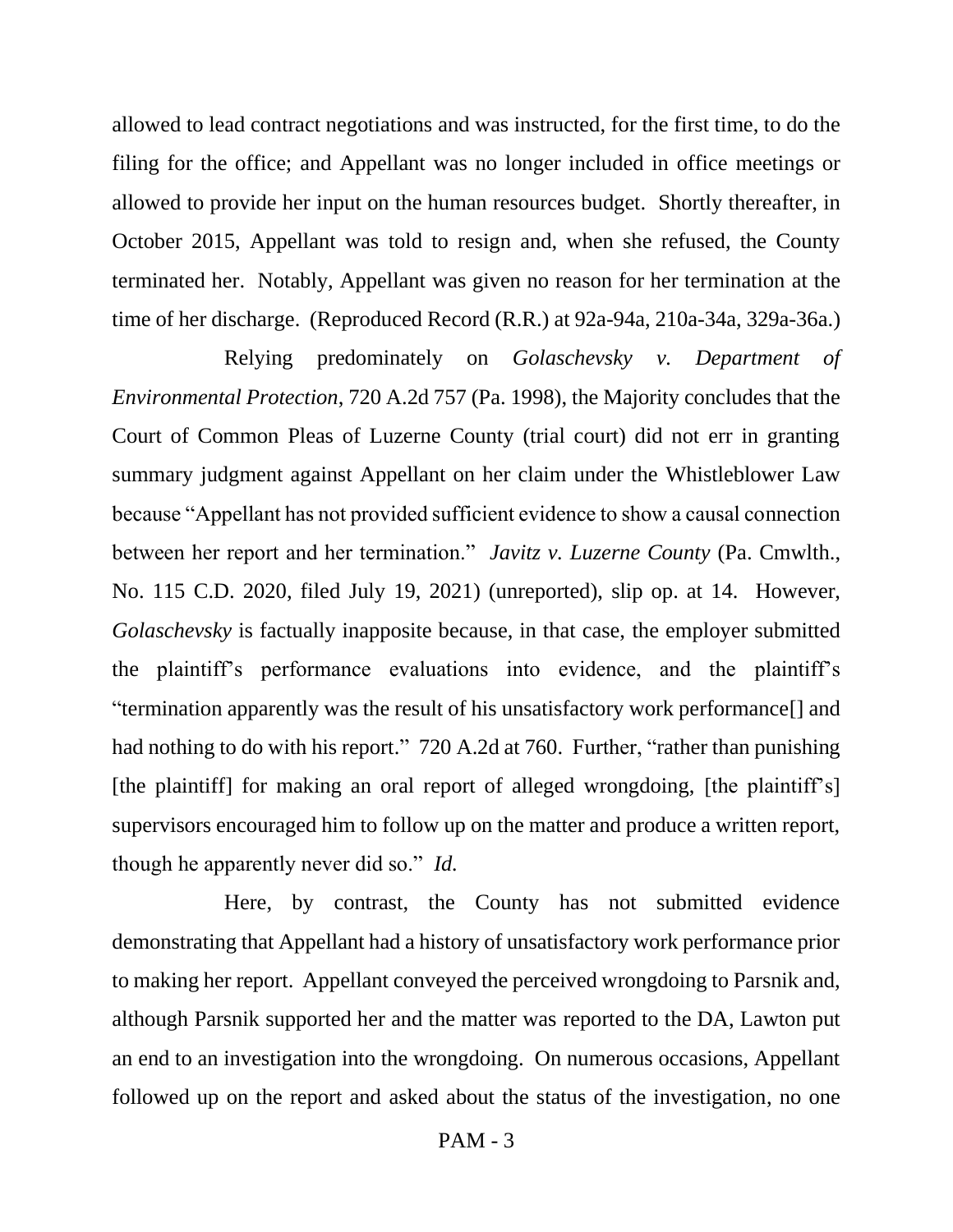allowed to lead contract negotiations and was instructed, for the first time, to do the filing for the office; and Appellant was no longer included in office meetings or allowed to provide her input on the human resources budget. Shortly thereafter, in October 2015, Appellant was told to resign and, when she refused, the County terminated her. Notably, Appellant was given no reason for her termination at the time of her discharge. (Reproduced Record (R.R.) at 92a-94a, 210a-34a, 329a-36a.)

Relying predominately on *Golaschevsky v. Department of Environmental Protection*, 720 A.2d 757 (Pa. 1998), the Majority concludes that the Court of Common Pleas of Luzerne County (trial court) did not err in granting summary judgment against Appellant on her claim under the Whistleblower Law because "Appellant has not provided sufficient evidence to show a causal connection between her report and her termination." *Javitz v. Luzerne County* (Pa. Cmwlth., No. 115 C.D. 2020, filed July 19, 2021) (unreported), slip op. at 14. However, *Golaschevsky* is factually inapposite because, in that case, the employer submitted the plaintiff's performance evaluations into evidence, and the plaintiff's "termination apparently was the result of his unsatisfactory work performance[] and had nothing to do with his report." 720 A.2d at 760. Further, "rather than punishing [the plaintiff] for making an oral report of alleged wrongdoing, [the plaintiff's] supervisors encouraged him to follow up on the matter and produce a written report, though he apparently never did so." *Id.*

Here, by contrast, the County has not submitted evidence demonstrating that Appellant had a history of unsatisfactory work performance prior to making her report. Appellant conveyed the perceived wrongdoing to Parsnik and, although Parsnik supported her and the matter was reported to the DA, Lawton put an end to an investigation into the wrongdoing. On numerous occasions, Appellant followed up on the report and asked about the status of the investigation, no one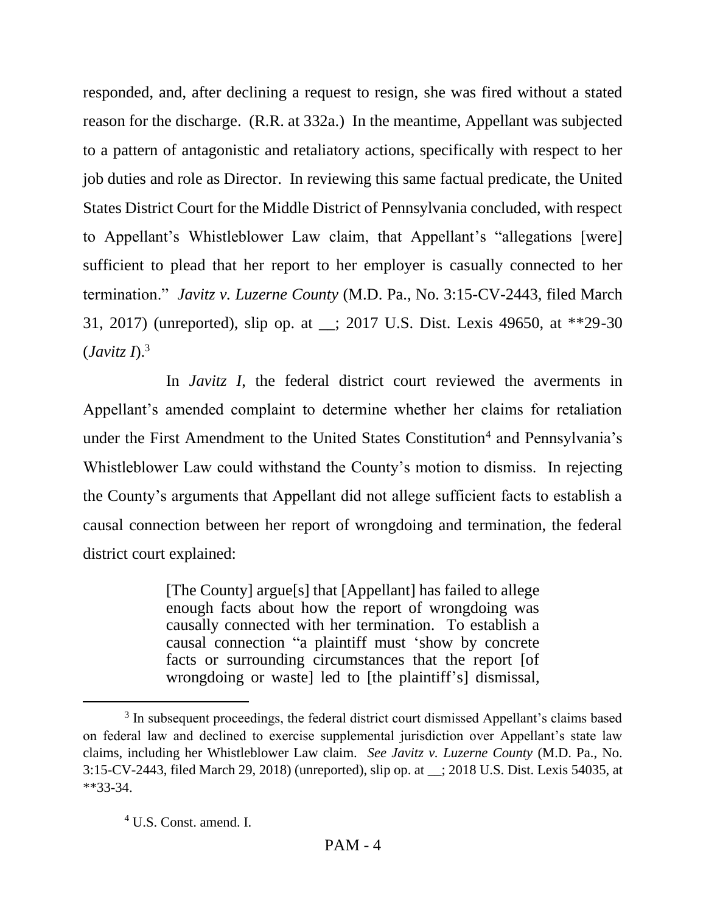responded, and, after declining a request to resign, she was fired without a stated reason for the discharge. (R.R. at 332a.) In the meantime, Appellant was subjected to a pattern of antagonistic and retaliatory actions, specifically with respect to her job duties and role as Director. In reviewing this same factual predicate, the United States District Court for the Middle District of Pennsylvania concluded, with respect to Appellant's Whistleblower Law claim, that Appellant's "allegations [were] sufficient to plead that her report to her employer is casually connected to her termination." *Javitz v. Luzerne County* (M.D. Pa., No. 3:15-CV-2443, filed March 31, 2017) (unreported), slip op. at __; 2017 U.S. Dist. Lexis 49650, at **29-30 (*Javitz I*).[3]

In *Javitz I*, the federal district court reviewed the averments in Appellant's amended complaint to determine whether her claims for retaliation under the First Amendment to the United States Constitution[4] and Pennsylvania's Whistleblower Law could withstand the County's motion to dismiss. In rejecting the County's arguments that Appellant did not allege sufficient facts to establish a causal connection between her report of wrongdoing and termination, the federal district court explained:

> [The County] argue[s] that [Appellant] has failed to allege enough facts about how the report of wrongdoing was causally connected with her termination. To establish a causal connection "a plaintiff must 'show by concrete facts or surrounding circumstances that the report [of wrongdoing or waste] led to [the plaintiff's] dismissal,

---

[3] In subsequent proceedings, the federal district court dismissed Appellant's claims based on federal law and declined to exercise supplemental jurisdiction over Appellant's state law claims, including her Whistleblower Law claim. *See Javitz v. Luzerne County* (M.D. Pa., No. 3:15-CV-2443, filed March 29, 2018) (unreported), slip op. at __; 2018 U.S. Dist. Lexis 54035, at **33-34.

[4] U.S. Const. amend. I.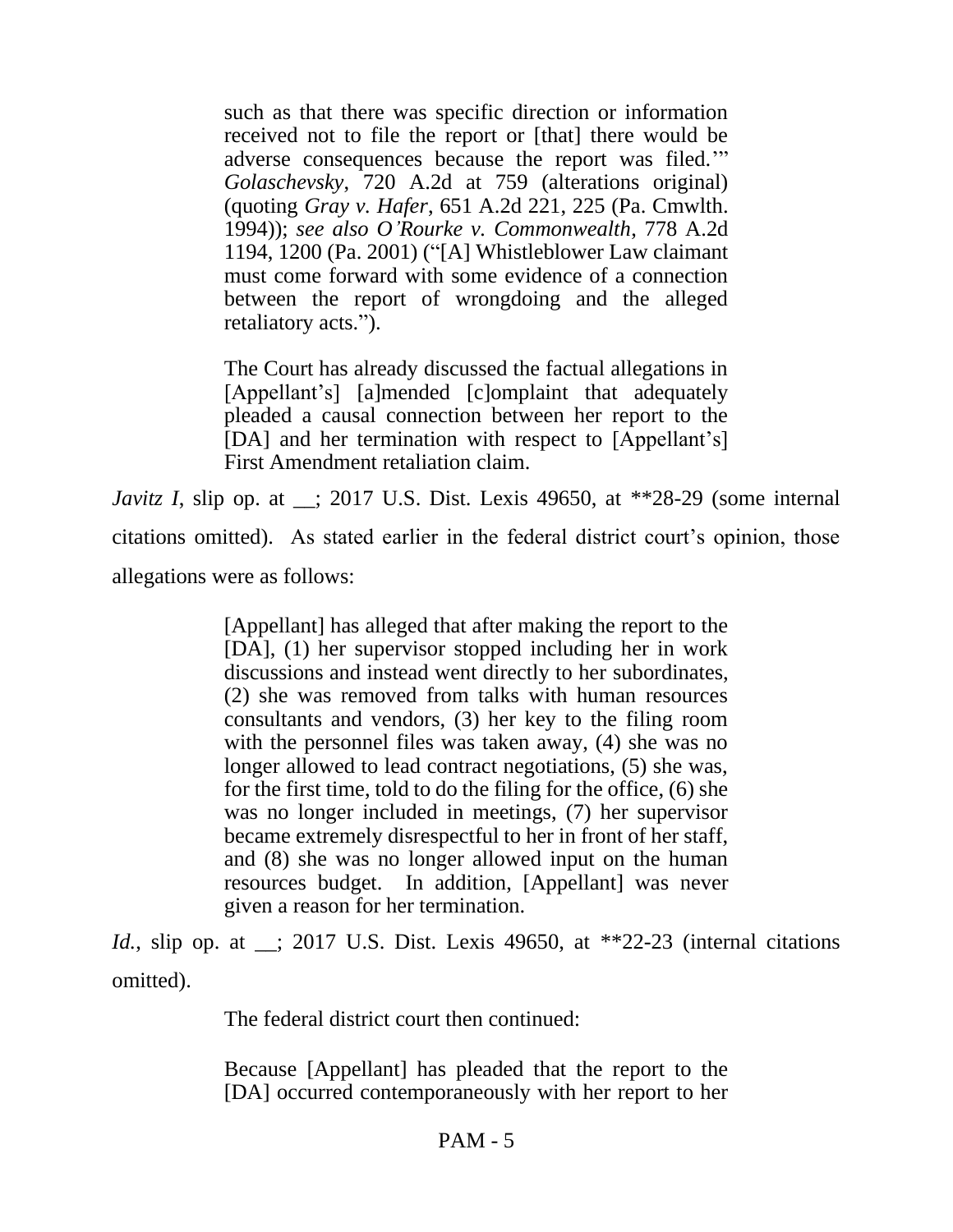> such as that there was specific direction or information received not to file the report or [that] there would be adverse consequences because the report was filed.'" *Golaschevsky*, 720 A.2d at 759 (alterations original) (quoting *Gray v. Hafer*, 651 A.2d 221, 225 (Pa. Cmwlth. 1994)); *see also O'Rourke v. Commonwealth*, 778 A.2d 1194, 1200 (Pa. 2001) ("[A] Whistleblower Law claimant must come forward with some evidence of a connection between the report of wrongdoing and the alleged retaliatory acts.").
>
> The Court has already discussed the factual allegations in [Appellant's] [a]mended [c]omplaint that adequately pleaded a causal connection between her report to the [DA] and her termination with respect to [Appellant's] First Amendment retaliation claim.

*Javitz I*, slip op. at __; 2017 U.S. Dist. Lexis 49650, at **28-29 (some internal citations omitted). As stated earlier in the federal district court's opinion, those allegations were as follows:

> [Appellant] has alleged that after making the report to the [DA], (1) her supervisor stopped including her in work discussions and instead went directly to her subordinates, (2) she was removed from talks with human resources consultants and vendors, (3) her key to the filing room with the personnel files was taken away, (4) she was no longer allowed to lead contract negotiations, (5) she was, for the first time, told to do the filing for the office, (6) she was no longer included in meetings, (7) her supervisor became extremely disrespectful to her in front of her staff, and (8) she was no longer allowed input on the human resources budget. In addition, [Appellant] was never given a reason for her termination.

*Id.*, slip op. at __; 2017 U.S. Dist. Lexis 49650, at **22-23 (internal citations omitted).

The federal district court then continued:

> Because [Appellant] has pleaded that the report to the [DA] occurred contemporaneously with her report to her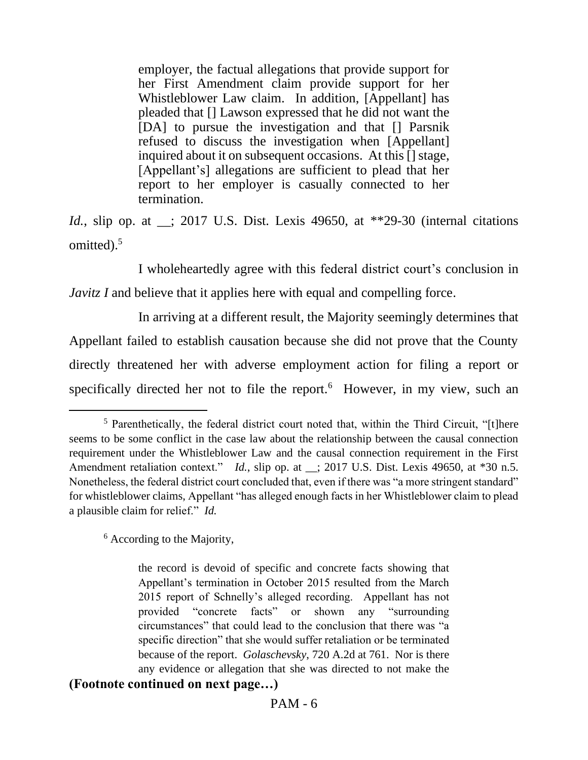> employer, the factual allegations that provide support for her First Amendment claim provide support for her Whistleblower Law claim. In addition, [Appellant] has pleaded that [] Lawson expressed that he did not want the [DA] to pursue the investigation and that [] Parsnik refused to discuss the investigation when [Appellant] inquired about it on subsequent occasions. At this [] stage, [Appellant's] allegations are sufficient to plead that her report to her employer is casually connected to her termination.

*Id.*, slip op. at __; 2017 U.S. Dist. Lexis 49650, at **29-30 (internal citations omitted).[5]

I wholeheartedly agree with this federal district court's conclusion in *Javitz I* and believe that it applies here with equal and compelling force.

In arriving at a different result, the Majority seemingly determines that Appellant failed to establish causation because she did not prove that the County directly threatened her with adverse employment action for filing a report or specifically directed her not to file the report.[6] However, in my view, such an

---

[5] Parenthetically, the federal district court noted that, within the Third Circuit, "[t]here seems to be some conflict in the case law about the relationship between the causal connection requirement under the Whistleblower Law and the causal connection requirement in the First Amendment retaliation context." *Id.*, slip op. at __; 2017 U.S. Dist. Lexis 49650, at *30 n.5. Nonetheless, the federal district court concluded that, even if there was "a more stringent standard" for whistleblower claims, Appellant "has alleged enough facts in her Whistleblower claim to plead a plausible claim for relief." *Id.*

[6] According to the Majority,

> the record is devoid of specific and concrete facts showing that Appellant's termination in October 2015 resulted from the March 2015 report of Schnelly's alleged recording. Appellant has not provided "concrete facts" or shown any "surrounding circumstances" that could lead to the conclusion that there was "a specific direction" that she would suffer retaliation or be terminated because of the report. *Golaschevsky*, 720 A.2d at 761. Nor is there any evidence or allegation that she was directed to not make the

**(Footnote continued on next page…)**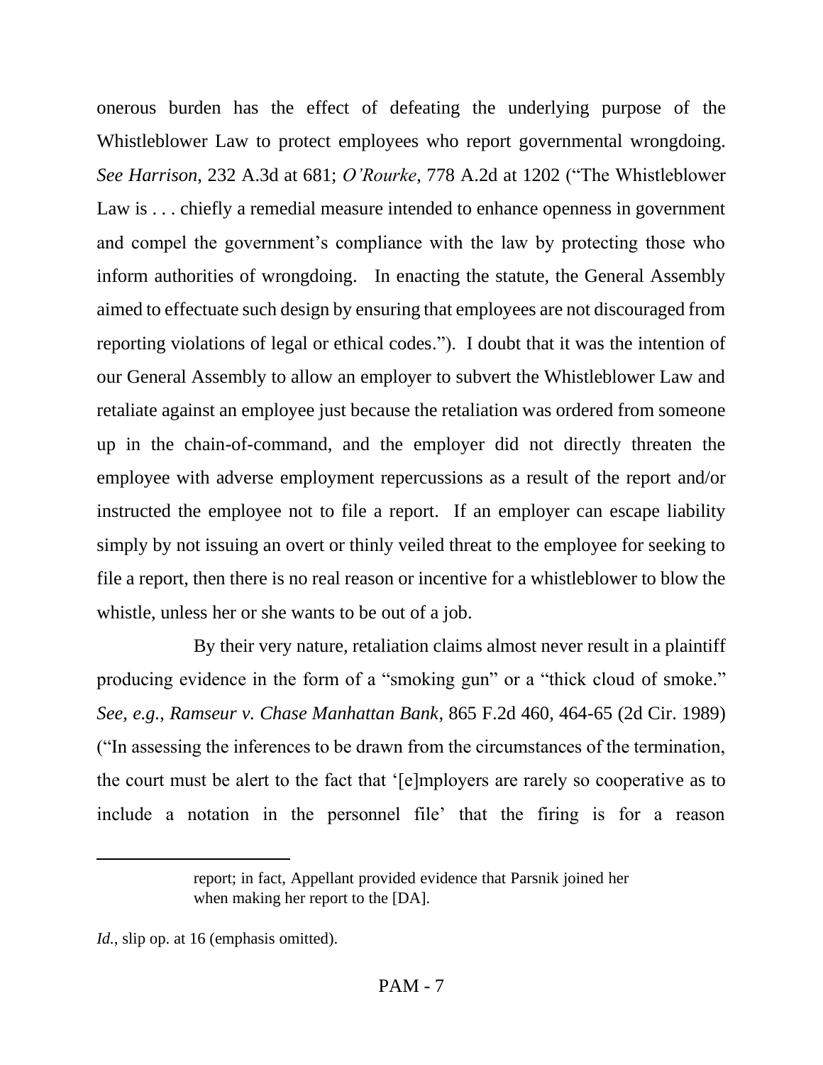onerous burden has the effect of defeating the underlying purpose of the Whistleblower Law to protect employees who report governmental wrongdoing. *See Harrison*, 232 A.3d at 681; *O'Rourke*, 778 A.2d at 1202 ("The Whistleblower Law is . . . chiefly a remedial measure intended to enhance openness in government and compel the government's compliance with the law by protecting those who inform authorities of wrongdoing. In enacting the statute, the General Assembly aimed to effectuate such design by ensuring that employees are not discouraged from reporting violations of legal or ethical codes."). I doubt that it was the intention of our General Assembly to allow an employer to subvert the Whistleblower Law and retaliate against an employee just because the retaliation was ordered from someone up in the chain-of-command, and the employer did not directly threaten the employee with adverse employment repercussions as a result of the report and/or instructed the employee not to file a report. If an employer can escape liability simply by not issuing an overt or thinly veiled threat to the employee for seeking to file a report, then there is no real reason or incentive for a whistleblower to blow the whistle, unless her or she wants to be out of a job.

By their very nature, retaliation claims almost never result in a plaintiff producing evidence in the form of a "smoking gun" or a "thick cloud of smoke." *See, e.g.*, *Ramseur v. Chase Manhattan Bank*, 865 F.2d 460, 464-65 (2d Cir. 1989) ("In assessing the inferences to be drawn from the circumstances of the termination, the court must be alert to the fact that '[e]mployers are rarely so cooperative as to include a notation in the personnel file' that the firing is for a reason

---

> report; in fact, Appellant provided evidence that Parsnik joined her when making her report to the [DA].

*Id.*, slip op. at 16 (emphasis omitted).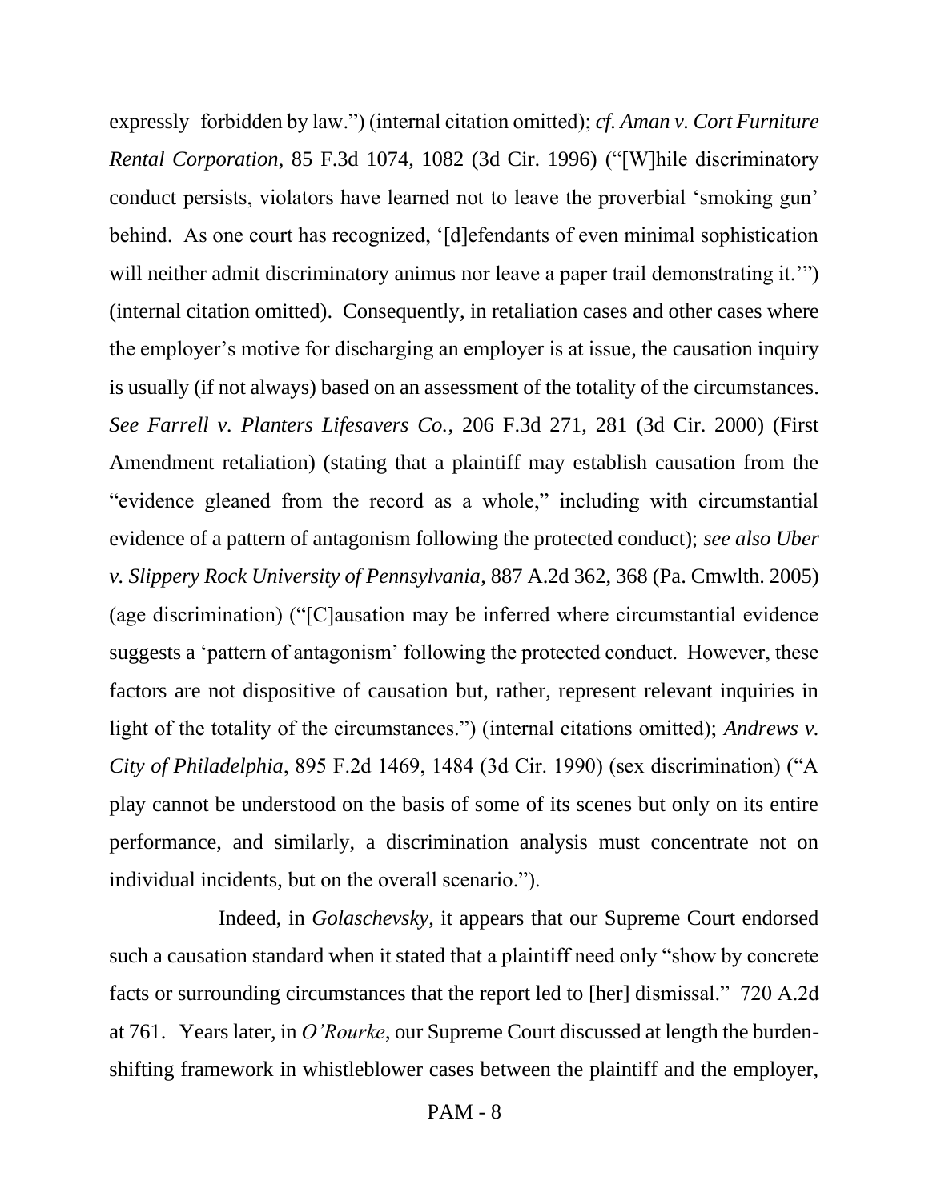expressly forbidden by law.") (internal citation omitted); *cf. Aman v. Cort Furniture Rental Corporation*, 85 F.3d 1074, 1082 (3d Cir. 1996) ("[W]hile discriminatory conduct persists, violators have learned not to leave the proverbial 'smoking gun' behind. As one court has recognized, '[d]efendants of even minimal sophistication will neither admit discriminatory animus nor leave a paper trail demonstrating it.'") (internal citation omitted). Consequently, in retaliation cases and other cases where the employer's motive for discharging an employer is at issue, the causation inquiry is usually (if not always) based on an assessment of the totality of the circumstances. *See Farrell v. Planters Lifesavers Co.*, 206 F.3d 271, 281 (3d Cir. 2000) (First Amendment retaliation) (stating that a plaintiff may establish causation from the "evidence gleaned from the record as a whole," including with circumstantial evidence of a pattern of antagonism following the protected conduct); *see also Uber v. Slippery Rock University of Pennsylvania*, 887 A.2d 362, 368 (Pa. Cmwlth. 2005) (age discrimination) ("[C]ausation may be inferred where circumstantial evidence suggests a 'pattern of antagonism' following the protected conduct. However, these factors are not dispositive of causation but, rather, represent relevant inquiries in light of the totality of the circumstances.") (internal citations omitted); *Andrews v. City of Philadelphia*, 895 F.2d 1469, 1484 (3d Cir. 1990) (sex discrimination) ("A play cannot be understood on the basis of some of its scenes but only on its entire performance, and similarly, a discrimination analysis must concentrate not on individual incidents, but on the overall scenario.").

Indeed, in *Golaschevsky*, it appears that our Supreme Court endorsed such a causation standard when it stated that a plaintiff need only "show by concrete facts or surrounding circumstances that the report led to [her] dismissal." 720 A.2d at 761. Years later, in *O'Rourke*, our Supreme Court discussed at length the burden-shifting framework in whistleblower cases between the plaintiff and the employer,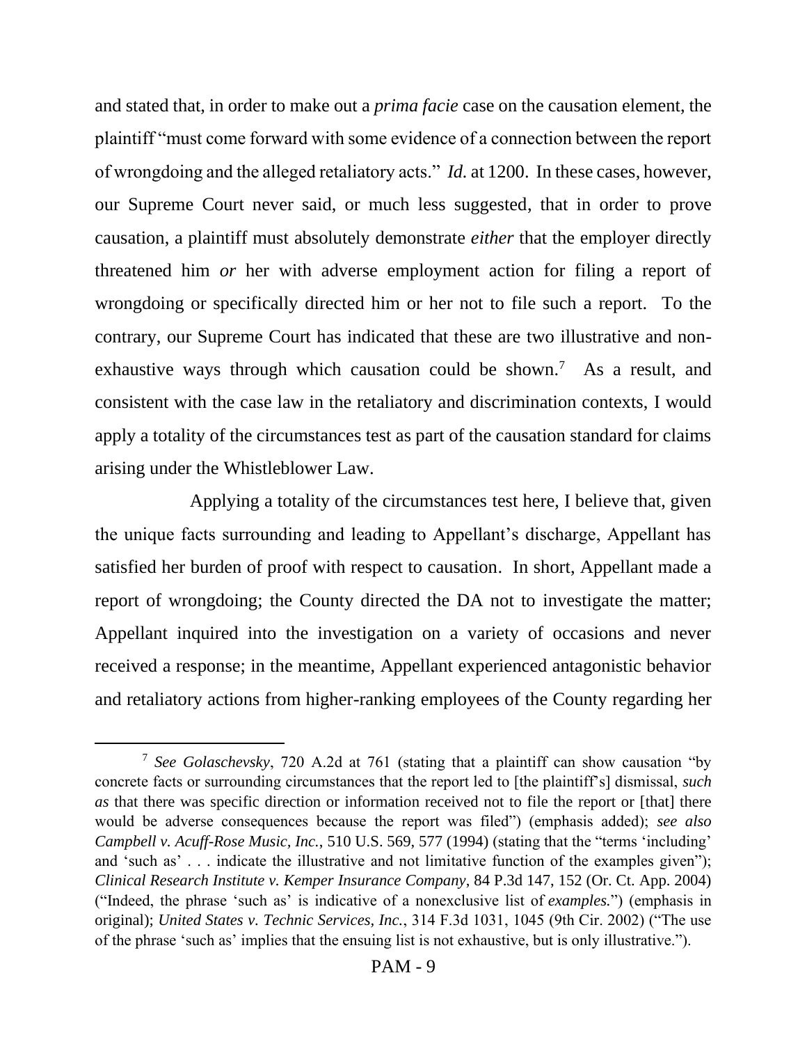and stated that, in order to make out a *prima facie* case on the causation element, the plaintiff "must come forward with some evidence of a connection between the report of wrongdoing and the alleged retaliatory acts." *Id.* at 1200. In these cases, however, our Supreme Court never said, or much less suggested, that in order to prove causation, a plaintiff must absolutely demonstrate *either* that the employer directly threatened him *or* her with adverse employment action for filing a report of wrongdoing or specifically directed him or her not to file such a report. To the contrary, our Supreme Court has indicated that these are two illustrative and non-exhaustive ways through which causation could be shown.[7] As a result, and consistent with the case law in the retaliatory and discrimination contexts, I would apply a totality of the circumstances test as part of the causation standard for claims arising under the Whistleblower Law.

Applying a totality of the circumstances test here, I believe that, given the unique facts surrounding and leading to Appellant's discharge, Appellant has satisfied her burden of proof with respect to causation. In short, Appellant made a report of wrongdoing; the County directed the DA not to investigate the matter; Appellant inquired into the investigation on a variety of occasions and never received a response; in the meantime, Appellant experienced antagonistic behavior and retaliatory actions from higher-ranking employees of the County regarding her

---

[7] *See Golaschevsky*, 720 A.2d at 761 (stating that a plaintiff can show causation "by concrete facts or surrounding circumstances that the report led to [the plaintiff's] dismissal, *such as* that there was specific direction or information received not to file the report or [that] there would be adverse consequences because the report was filed") (emphasis added); *see also Campbell v. Acuff-Rose Music, Inc.*, 510 U.S. 569, 577 (1994) (stating that the "terms 'including' and 'such as' . . . indicate the illustrative and not limitative function of the examples given"); *Clinical Research Institute v. Kemper Insurance Company*, 84 P.3d 147, 152 (Or. Ct. App. 2004) ("Indeed, the phrase 'such as' is indicative of a nonexclusive list of *examples.*") (emphasis in original); *United States v. Technic Services, Inc.*, 314 F.3d 1031, 1045 (9th Cir. 2002) ("The use of the phrase 'such as' implies that the ensuing list is not exhaustive, but is only illustrative.").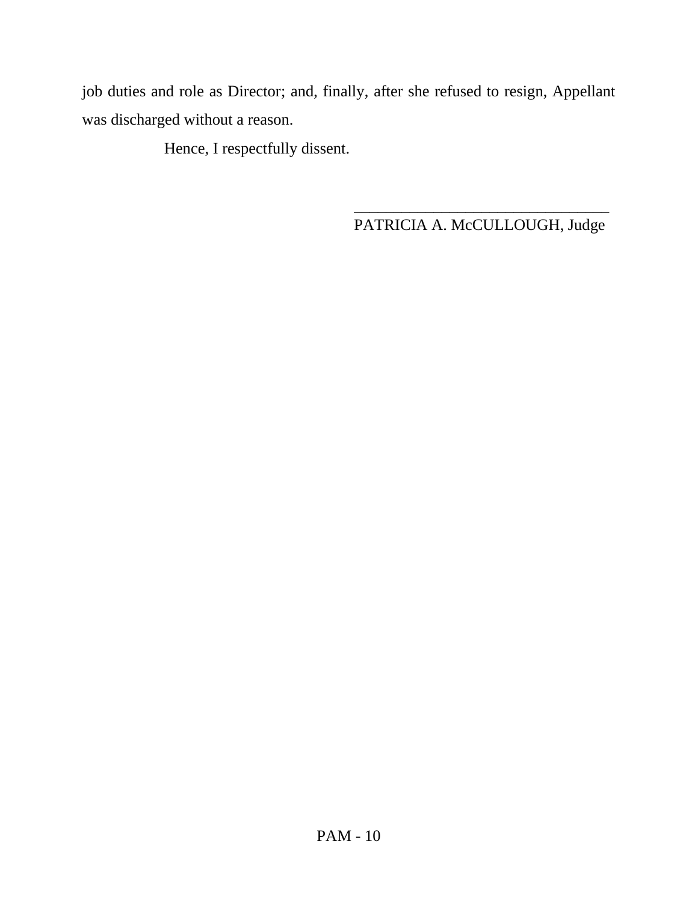job duties and role as Director; and, finally, after she refused to resign, Appellant was discharged without a reason.

Hence, I respectfully dissent.

\_\_\_\_\_\_\_\_\_\_\_\_\_\_\_\_\_\_\_\_\_\_\_\_\_\_\_\_\_\_\_\_\_\_

PATRICIA A. McCULLOUGH, Judge